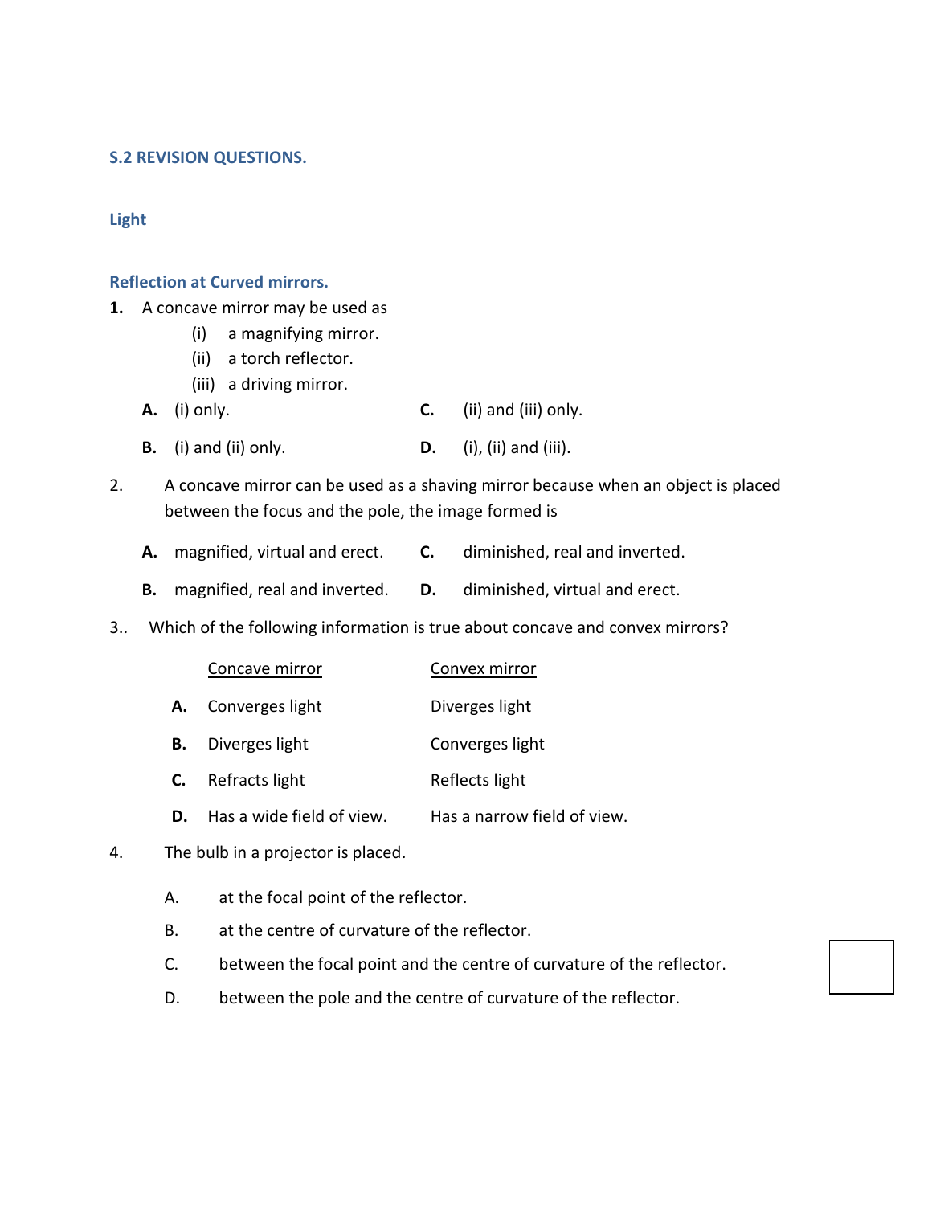## S.2 REVISION QUESTIONS.

### Light

### Reflection at Curved mirrors.

**1.** A concave mirror may be used as

- (i) a magnifying mirror.
- (ii) a torch reflector.
- (iii) a driving mirror.

**A.** (i) only.
**B.** (i) and (ii) only.
**C.** (ii) and (iii) only.
**D.** (i), (ii) and (iii).

2. A concave mirror can be used as a shaving mirror because when an object is placed between the focus and the pole, the image formed is

**A.** magnified, virtual and erect.
**B.** magnified, real and inverted.
**C.** diminished, real and inverted.
**D.** diminished, virtual and erect.

3.. Which of the following information is true about concave and convex mirrors?

| | Concave mirror | Convex mirror |
|---|---|---|
| **A.** | Converges light | Diverges light |
| **B.** | Diverges light | Converges light |
| **C.** | Refracts light | Reflects light |
| **D.** | Has a wide field of view. | Has a narrow field of view. |

4. The bulb in a projector is placed.

A. at the focal point of the reflector.
B. at the centre of curvature of the reflector.
C. between the focal point and the centre of curvature of the reflector.
D. between the pole and the centre of curvature of the reflector.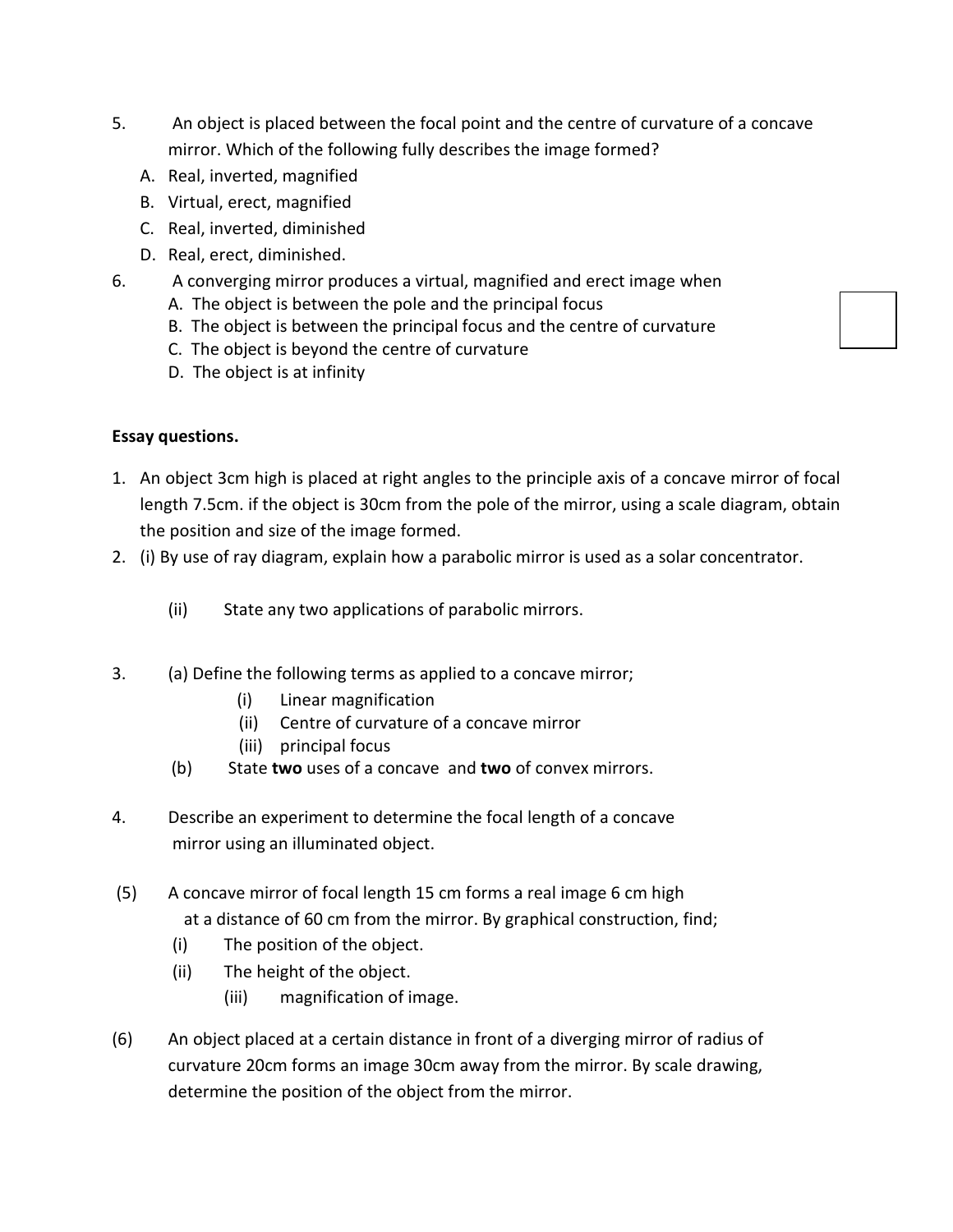5. An object is placed between the focal point and the centre of curvature of a concave mirror. Which of the following fully describes the image formed?
   A. Real, inverted, magnified
   B. Virtual, erect, magnified
   C. Real, inverted, diminished
   D. Real, erect, diminished.

6. A converging mirror produces a virtual, magnified and erect image when
   A. The object is between the pole and the principal focus
   B. The object is between the principal focus and the centre of curvature
   C. The object is beyond the centre of curvature
   D. The object is at infinity

**Essay questions.**

1. An object 3cm high is placed at right angles to the principle axis of a concave mirror of focal length 7.5cm. if the object is 30cm from the pole of the mirror, using a scale diagram, obtain the position and size of the image formed.
2. (i) By use of ray diagram, explain how a parabolic mirror is used as a solar concentrator.

   (ii) State any two applications of parabolic mirrors.

3. (a) Define the following terms as applied to a concave mirror;
   (i) Linear magnification
   (ii) Centre of curvature of a concave mirror
   (iii) principal focus

   (b) State **two** uses of a concave and **two** of convex mirrors.

4. Describe an experiment to determine the focal length of a concave mirror using an illuminated object.

(5) A concave mirror of focal length 15 cm forms a real image 6 cm high at a distance of 60 cm from the mirror. By graphical construction, find;
   (i) The position of the object.
   (ii) The height of the object.
   (iii) magnification of image.

(6) An object placed at a certain distance in front of a diverging mirror of radius of curvature 20cm forms an image 30cm away from the mirror. By scale drawing, determine the position of the object from the mirror.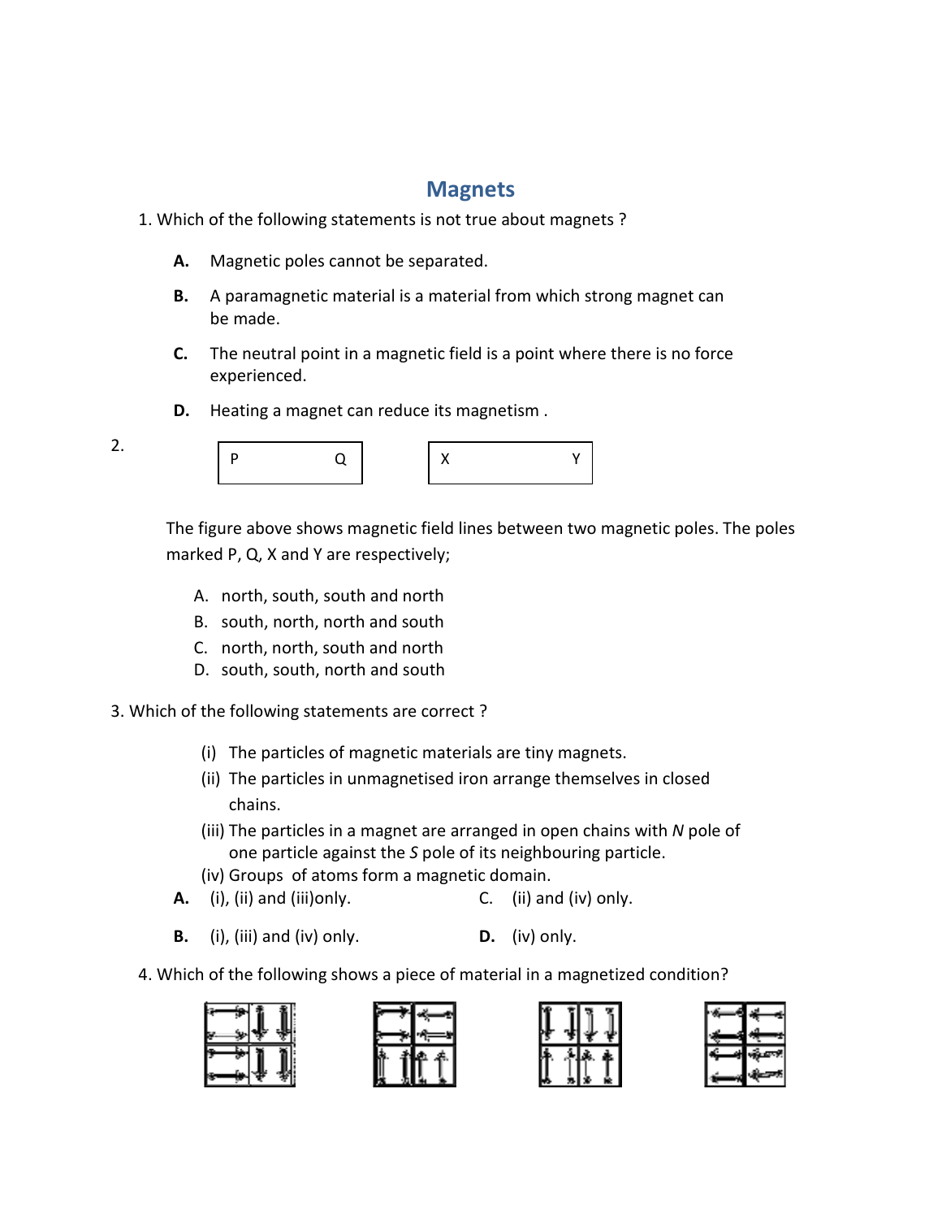# Magnets

1. Which of the following statements is not true about magnets ?

   **A.** Magnetic poles cannot be separated.

   **B.** A paramagnetic material is a material from which strong magnet can be made.

   **C.** The neutral point in a magnetic field is a point where there is no force experienced.

   **D.** Heating a magnet can reduce its magnetism .

2. 

| P | Q |
|---|---|

| X | Y |
|---|---|

The figure above shows magnetic field lines between two magnetic poles. The poles marked P, Q, X and Y are respectively;

A. north, south, south and north
B. south, north, north and south
C. north, north, south and north
D. south, south, north and south

3. Which of the following statements are correct ?

   (i) The particles of magnetic materials are tiny magnets.
   (ii) The particles in unmagnetised iron arrange themselves in closed chains.
   (iii) The particles in a magnet are arranged in open chains with *N* pole of one particle against the *S* pole of its neighbouring particle.
   (iv) Groups of atoms form a magnetic domain.

   **A.** (i), (ii) and (iii)only.  C. (ii) and (iv) only.

   **B.** (i), (iii) and (iv) only.  **D.** (iv) only.

4. Which of the following shows a piece of material in a magnetized condition?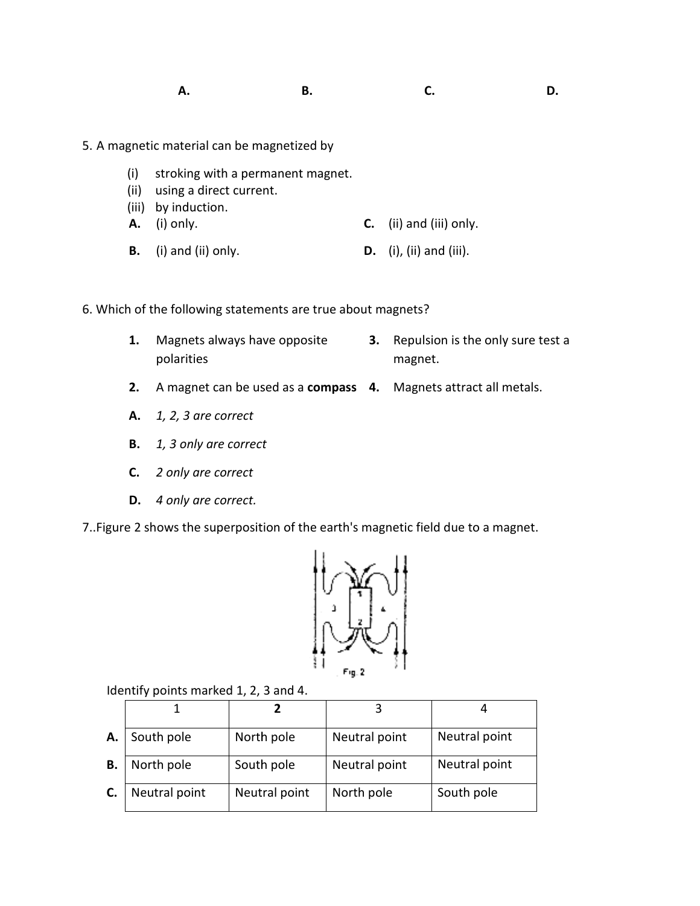**A.** **B.** **C.** **D.**

5. A magnetic material can be magnetized by

(i) stroking with a permanent magnet.
(ii) using a direct current.
(iii) by induction.

**A.** (i) only.
**B.** (i) and (ii) only.
**C.** (ii) and (iii) only.
**D.** (i), (ii) and (iii).

6. Which of the following statements are true about magnets?

**1.** Magnets always have opposite polarities
**2.** A magnet can be used as a **compass**
**3.** Repulsion is the only sure test a magnet.
**4.** Magnets attract all metals.

**A.** *1, 2, 3 are correct*
**B.** *1, 3 only are correct*
**C.** *2 only are correct*
**D.** *4 only are correct.*

7..Figure 2 shows the superposition of the earth's magnetic field due to a magnet.

Fig. 2

Identify points marked 1, 2, 3 and 4.

| | 1 | **2** | 3 | 4 |
|---|---|---|---|---|
| **A.** | South pole | North pole | Neutral point | Neutral point |
| **B.** | North pole | South pole | Neutral point | Neutral point |
| **C.** | Neutral point | Neutral point | North pole | South pole |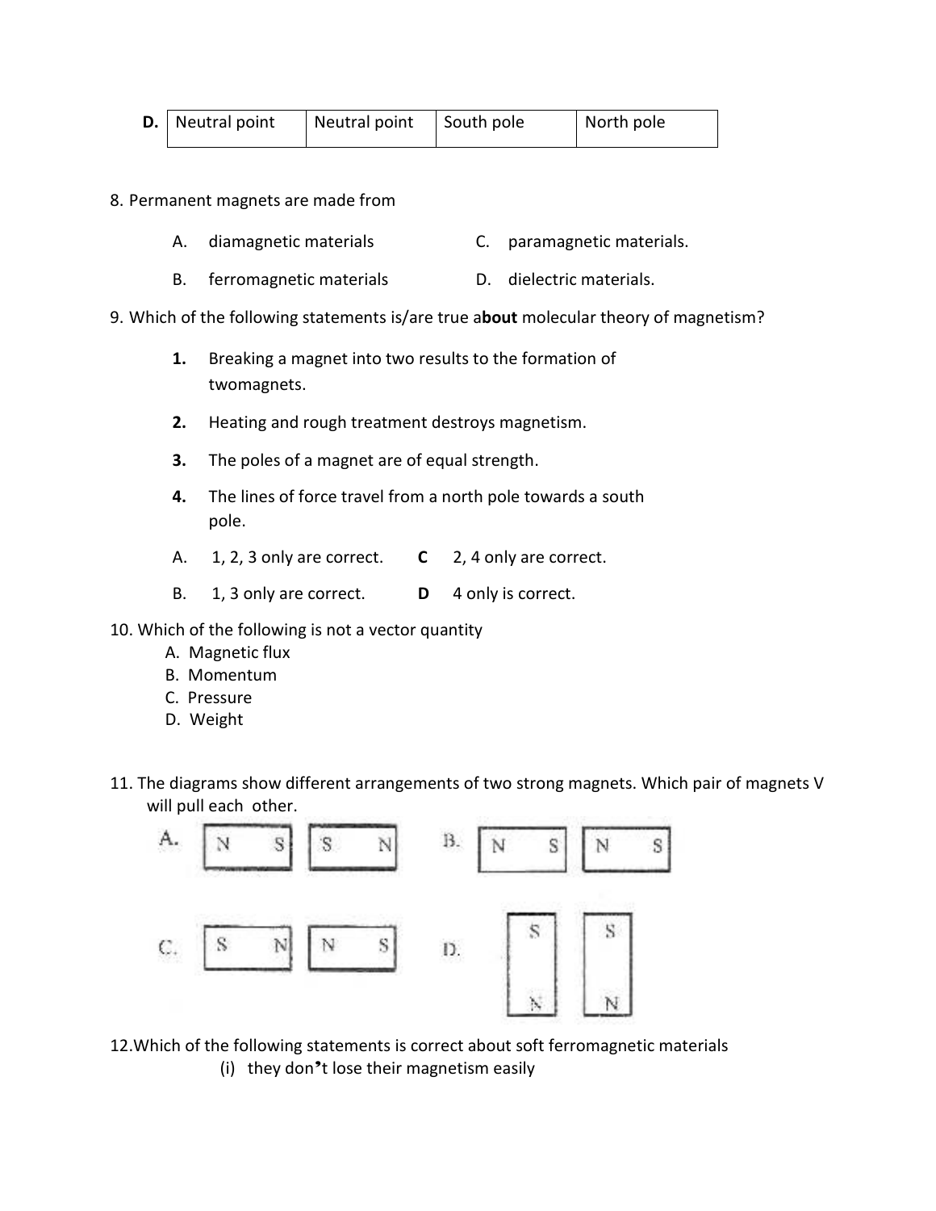| D. | Neutral point | Neutral point | South pole | North pole |
|---|---|---|---|---|

8. Permanent magnets are made from

A. diamagnetic materials

B. ferromagnetic materials

C. paramagnetic materials.

D. dielectric materials.

9. Which of the following statements is/are true a**bout** molecular theory of magnetism?

**1.** Breaking a magnet into two results to the formation of twomagnets.

**2.** Heating and rough treatment destroys magnetism.

**3.** The poles of a magnet are of equal strength.

**4.** The lines of force travel from a north pole towards a south pole.

A. 1, 2, 3 only are correct.

B. 1, 3 only are correct.

**C** 2, 4 only are correct.

**D** 4 only is correct.

10. Which of the following is not a vector quantity

A. Magnetic flux
B. Momentum
C. Pressure
D. Weight

11. The diagrams show different arrangements of two strong magnets. Which pair of magnets V will pull each other.

A. [N S] [S N]

B. [N S] [N S]

C. [S N] [N S]

D. [S/N] [S/N] (vertical, S at top, N at bottom)

12.Which of the following statements is correct about soft ferromagnetic materials

(i) they don't lose their magnetism easily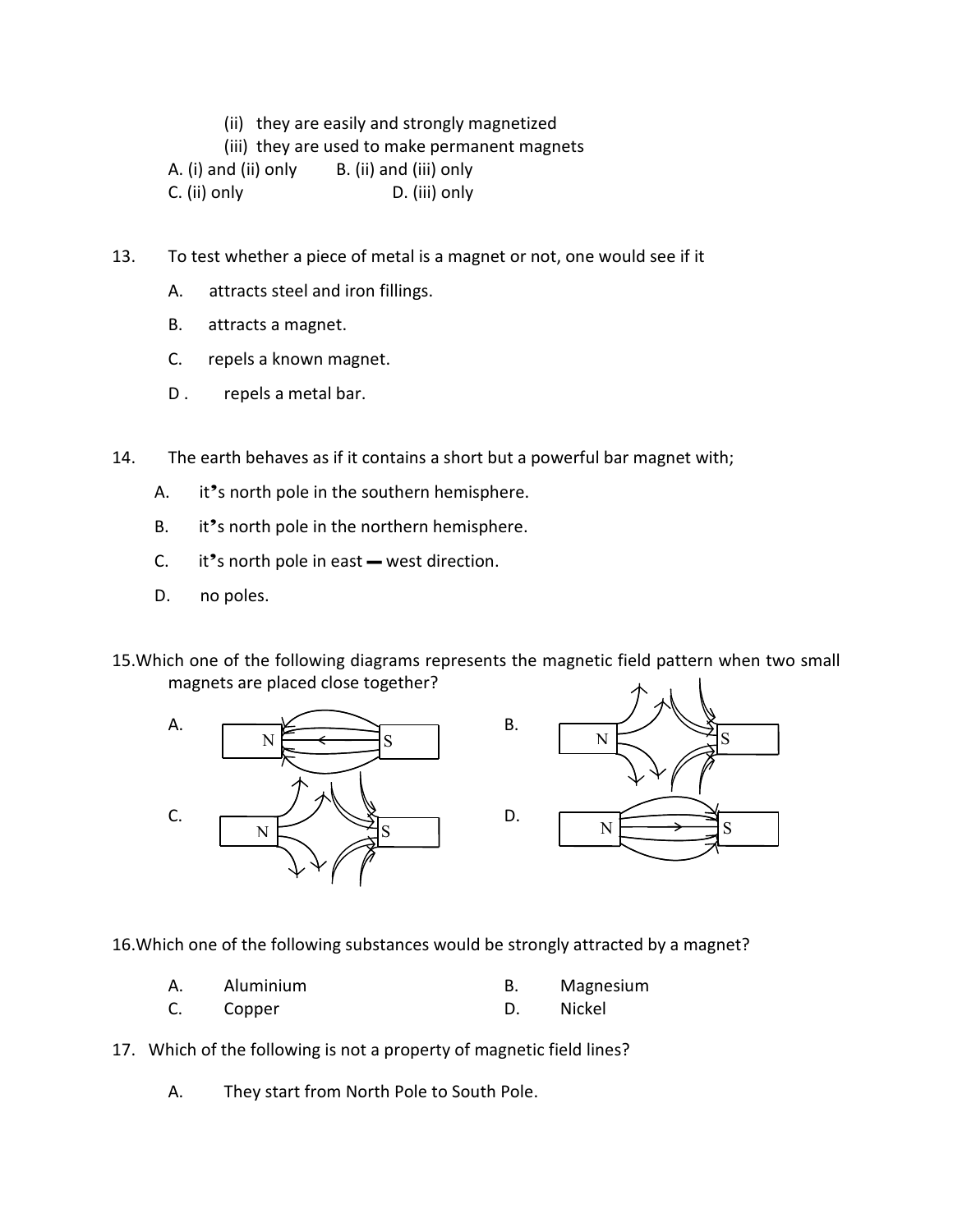(ii) they are easily and strongly magnetized

(iii) they are used to make permanent magnets

A. (i) and (ii) only  B. (ii) and (iii) only

C. (ii) only  D. (iii) only

13. To test whether a piece of metal is a magnet or not, one would see if it

A. attracts steel and iron fillings.

B. attracts a magnet.

C. repels a known magnet.

D . repels a metal bar.

14. The earth behaves as if it contains a short but a powerful bar magnet with;

A. it's north pole in the southern hemisphere.

B. it's north pole in the northern hemisphere.

C. it's north pole in east – west direction.

D. no poles.

15. Which one of the following diagrams represents the magnetic field pattern when two small magnets are placed close together?

A. N S

B. N S

C. N S

D. N S

16. Which one of the following substances would be strongly attracted by a magnet?

A. Aluminium  B. Magnesium

C. Copper  D. Nickel

17. Which of the following is not a property of magnetic field lines?

A. They start from North Pole to South Pole.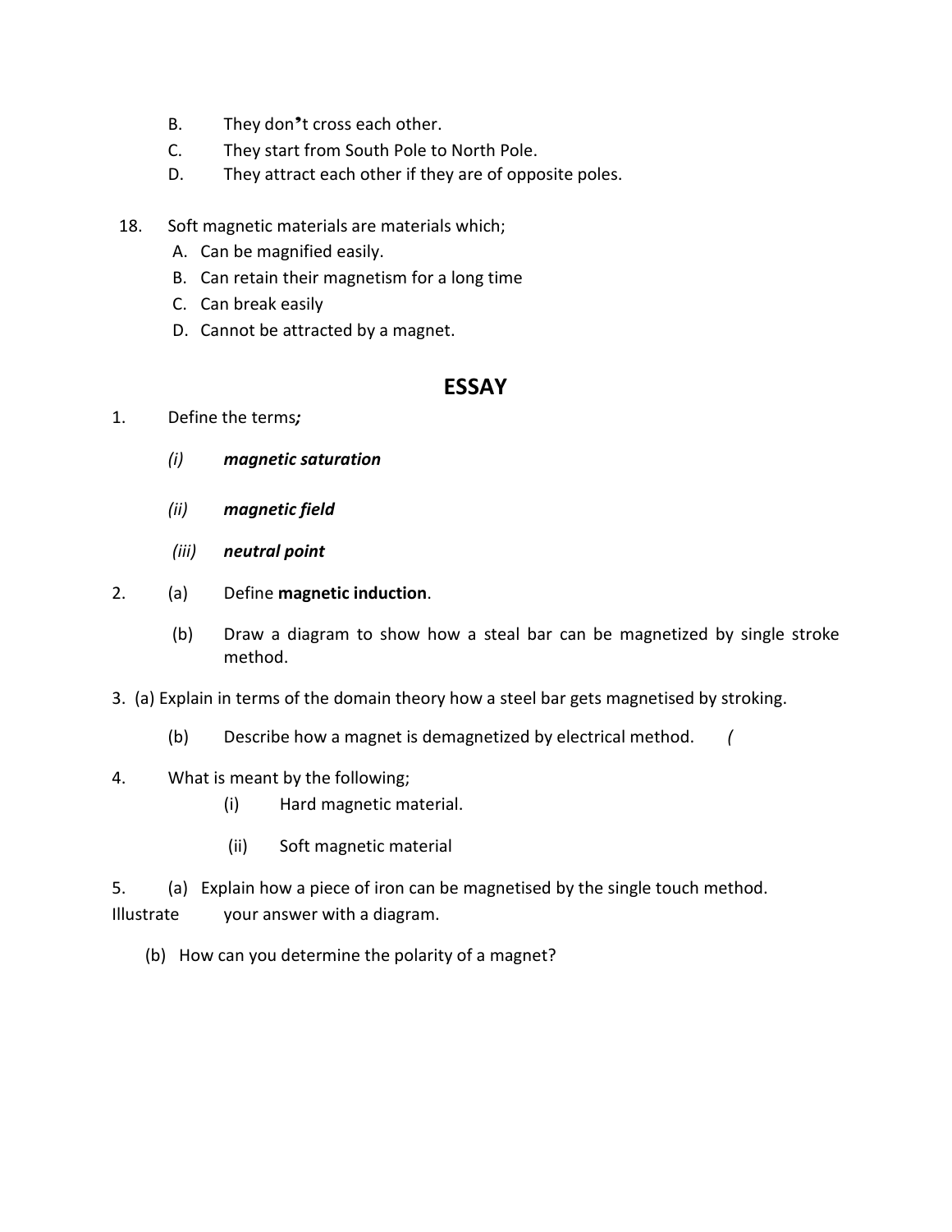B. They don't cross each other.

C. They start from South Pole to North Pole.

D. They attract each other if they are of opposite poles.

18. Soft magnetic materials are materials which;

    A. Can be magnified easily.
    B. Can retain their magnetism for a long time
    C. Can break easily
    D. Cannot be attracted by a magnet.

## ESSAY

1. Define the terms***;***

   *(i)* ***magnetic saturation***

   *(ii)* ***magnetic field***

   *(iii)* ***neutral point***

2. (a) Define **magnetic induction**.

   (b) Draw a diagram to show how a steal bar can be magnetized by single stroke method.

3. (a) Explain in terms of the domain theory how a steel bar gets magnetised by stroking.

   (b) Describe how a magnet is demagnetized by electrical method. *(*

4. What is meant by the following;

   (i) Hard magnetic material.

   (ii) Soft magnetic material

5. (a) Explain how a piece of iron can be magnetised by the single touch method. Illustrate your answer with a diagram.

   (b) How can you determine the polarity of a magnet?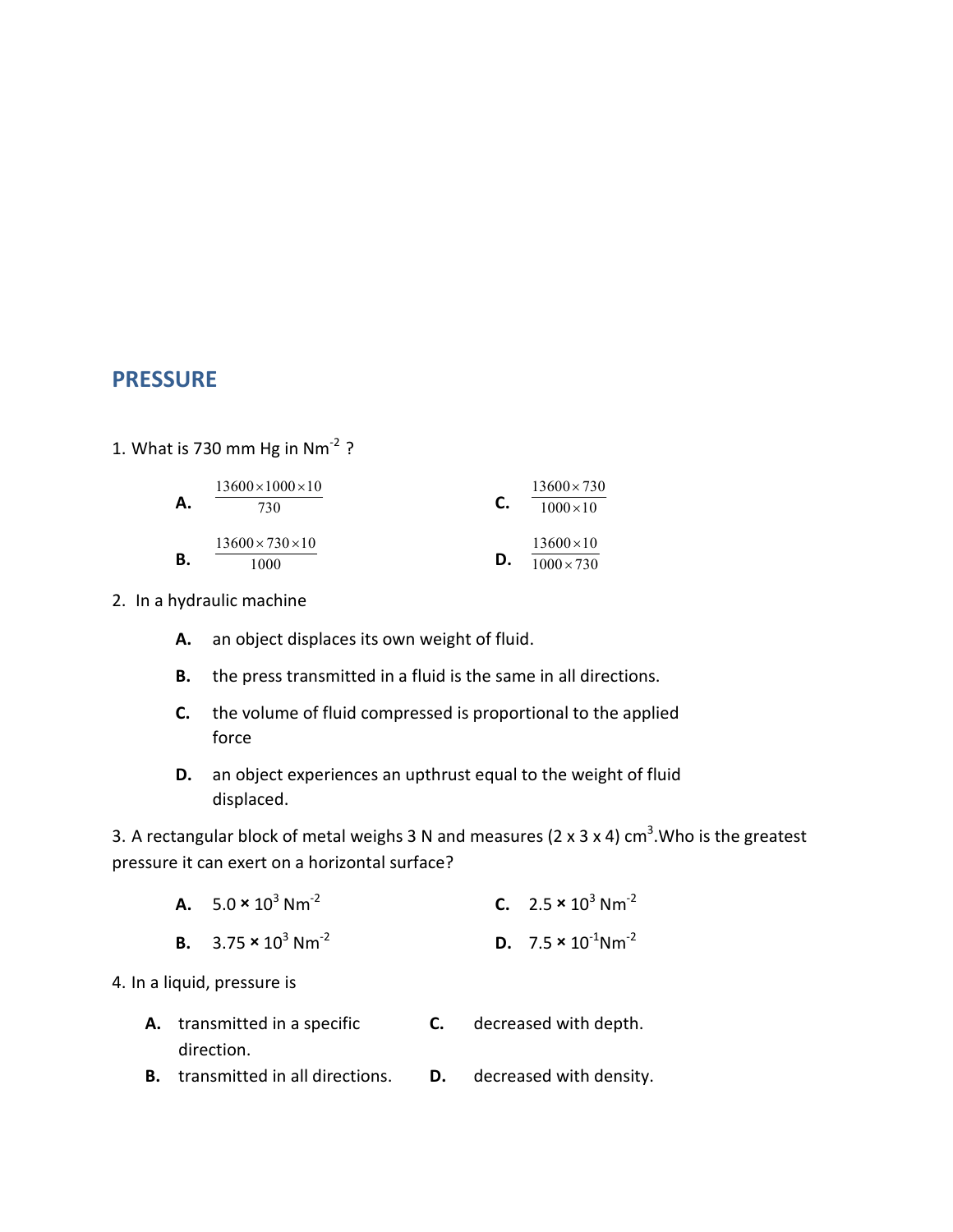## PRESSURE

1. What is 730 mm Hg in $Nm^{-2}$ ?

**A.** $\frac{13600 \times 1000 \times 10}{730}$

**B.** $\frac{13600 \times 730 \times 10}{1000}$

**C.** $\frac{13600 \times 730}{1000 \times 10}$

**D.** $\frac{13600 \times 10}{1000 \times 730}$

2. In a hydraulic machine

**A.** an object displaces its own weight of fluid.

**B.** the press transmitted in a fluid is the same in all directions.

**C.** the volume of fluid compressed is proportional to the applied force

**D.** an object experiences an upthrust equal to the weight of fluid displaced.

3. A rectangular block of metal weighs 3 N and measures (2 x 3 x 4) $cm^3$.Who is the greatest pressure it can exert on a horizontal surface?

**A.** $5.0 \times 10^3\ Nm^{-2}$

**B.** $3.75 \times 10^3\ Nm^{-2}$

**C.** $2.5 \times 10^3\ Nm^{-2}$

**D.** $7.5 \times 10^{-1} Nm^{-2}$

4. In a liquid, pressure is

**A.** transmitted in a specific direction.

**B.** transmitted in all directions.

**C.** decreased with depth.

**D.** decreased with density.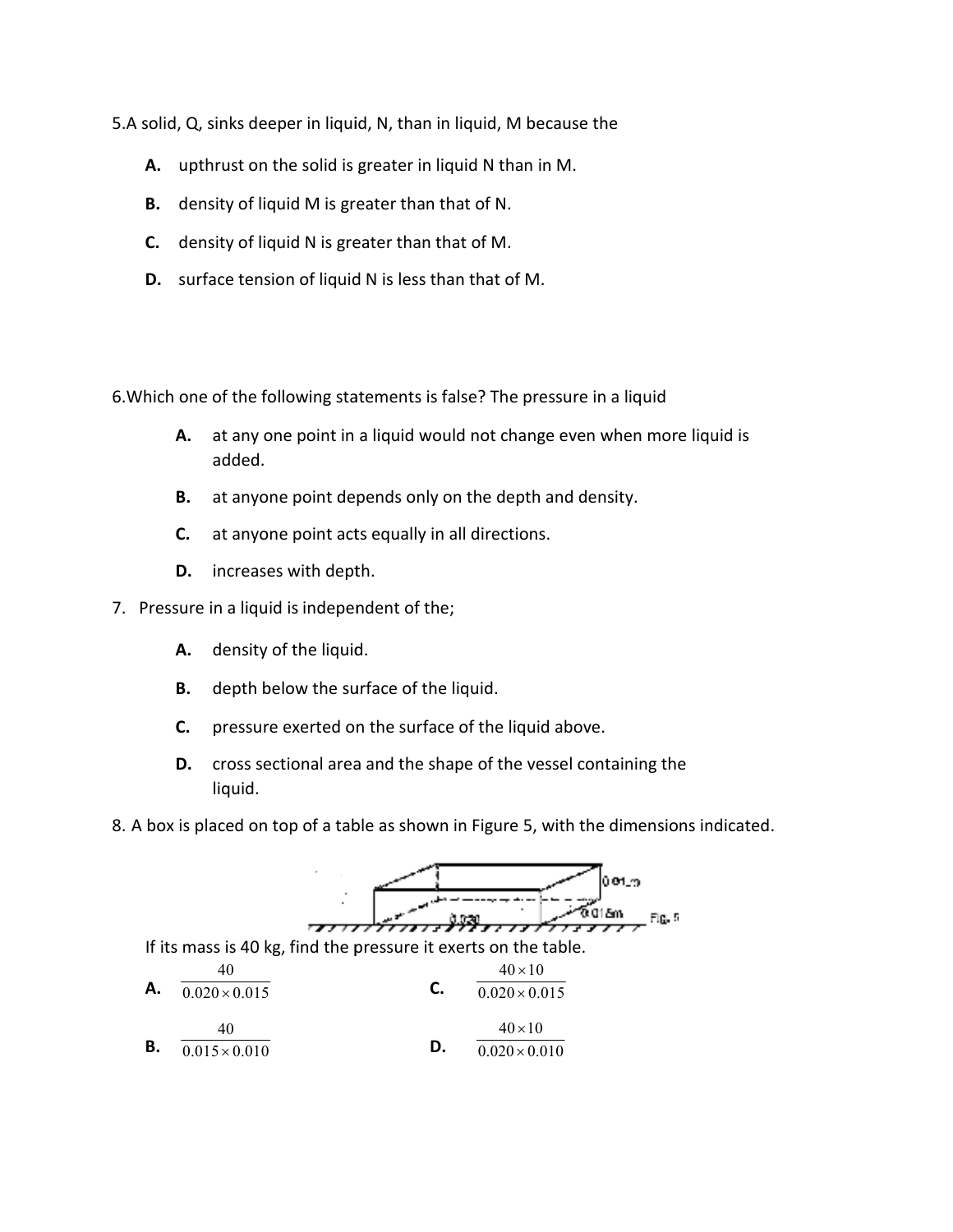5.A solid, Q, sinks deeper in liquid, N, than in liquid, M because the

- **A.** upthrust on the solid is greater in liquid N than in M.
- **B.** density of liquid M is greater than that of N.
- **C.** density of liquid N is greater than that of M.
- **D.** surface tension of liquid N is less than that of M.

6.Which one of the following statements is false? The pressure in a liquid

- **A.** at any one point in a liquid would not change even when more liquid is added.
- **B.** at anyone point depends only on the depth and density.
- **C.** at anyone point acts equally in all directions.
- **D.** increases with depth.

7. Pressure in a liquid is independent of the;

- **A.** density of the liquid.
- **B.** depth below the surface of the liquid.
- **C.** pressure exerted on the surface of the liquid above.
- **D.** cross sectional area and the shape of the vessel containing the liquid.

8. A box is placed on top of a table as shown in Figure 5, with the dimensions indicated.

0.01 m

0.015m

0.020

Fig. 5

If its mass is 40 kg, find the pressure it exerts on the table.

**A.** $\frac{40}{0.020 \times 0.015}$

**B.** $\frac{40}{0.015 \times 0.010}$

**C.** $\frac{40 \times 10}{0.020 \times 0.015}$

**D.** $\frac{40 \times 10}{0.020 \times 0.010}$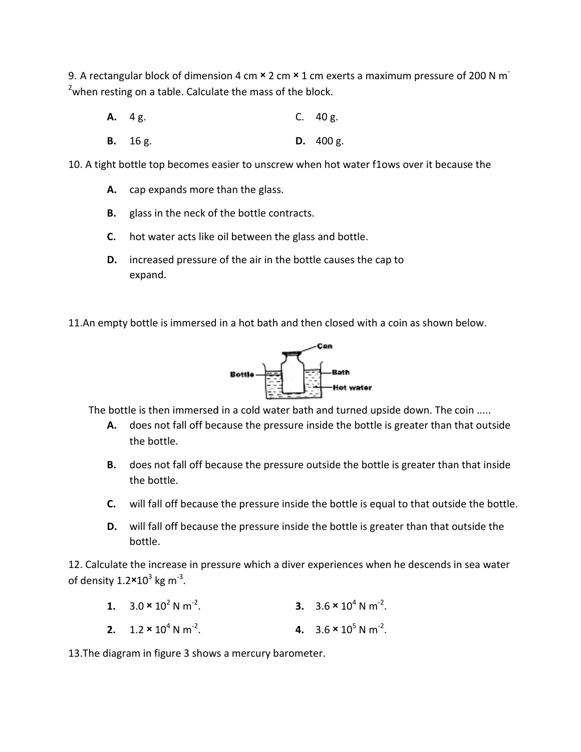9. A rectangular block of dimension 4 cm × 2 cm × 1 cm exerts a maximum pressure of 200 N $m^{-2}$ when resting on a table. Calculate the mass of the block.

**A.** 4 g.

**B.** 16 g.

C. 40 g.

**D.** 400 g.

10. A tight bottle top becomes easier to unscrew when hot water f1ows over it because the

**A.** cap expands more than the glass.

**B.** glass in the neck of the bottle contracts.

**C.** hot water acts like oil between the glass and bottle.

**D.** increased pressure of the air in the bottle causes the cap to expand.

11.An empty bottle is immersed in a hot bath and then closed with a coin as shown below.

Can

Bottle

Bath

Hot water

The bottle is then immersed in a cold water bath and turned upside down. The coin .....

**A.** does not fall off because the pressure inside the bottle is greater than that outside the bottle.

**B.** does not fall off because the pressure outside the bottle is greater than that inside the bottle.

**C.** will fall off because the pressure inside the bottle is equal to that outside the bottle.

**D.** will fall off because the pressure inside the bottle is greater than that outside the bottle.

12. Calculate the increase in pressure which a diver experiences when he descends in sea water of density $1.2 \times 10^3$ kg $m^{-3}$.

**1.** $3.0 \times 10^2$ N $m^{-2}$.

**2.** $1.2 \times 10^4$ N $m^{-2}$.

**3.** $3.6 \times 10^4$ N $m^{-2}$.

**4.** $3.6 \times 10^5$ N $m^{-2}$.

13.The diagram in figure 3 shows a mercury barometer.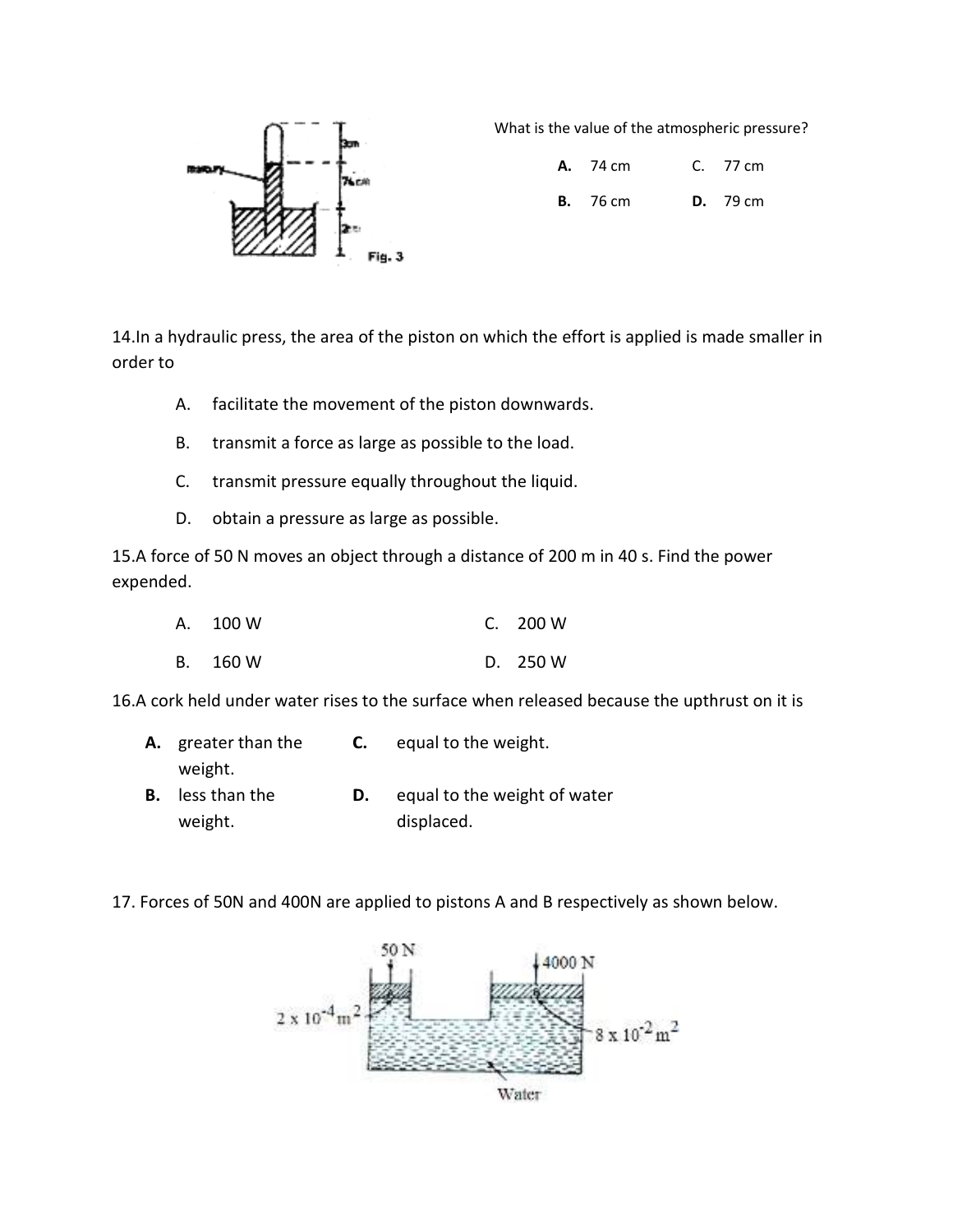What is the value of the atmospheric pressure?

Fig. 3

| | | | |
|---|---|---|---|
| **A.** | 74 cm | C. | 77 cm |
| **B.** | 76 cm | **D.** | 79 cm |

14.In a hydraulic press, the area of the piston on which the effort is applied is made smaller in order to

A. facilitate the movement of the piston downwards.

B. transmit a force as large as possible to the load.

C. transmit pressure equally throughout the liquid.

D. obtain a pressure as large as possible.

15.A force of 50 N moves an object through a distance of 200 m in 40 s. Find the power expended.

| | | | |
|---|---|---|---|
| A. | 100 W | C. | 200 W |
| B. | 160 W | D. | 250 W |

16.A cork held under water rises to the surface when released because the upthrust on it is

| | | | |
|---|---|---|---|
| **A.** | greater than the weight. | **C.** | equal to the weight. |
| **B.** | less than the weight. | **D.** | equal to the weight of water displaced. |

17. Forces of 50N and 400N are applied to pistons A and B respectively as shown below.

50 N, 4000 N, $2 \times 10^{-4} m^2$, $8 \times 10^{-2} m^2$, Water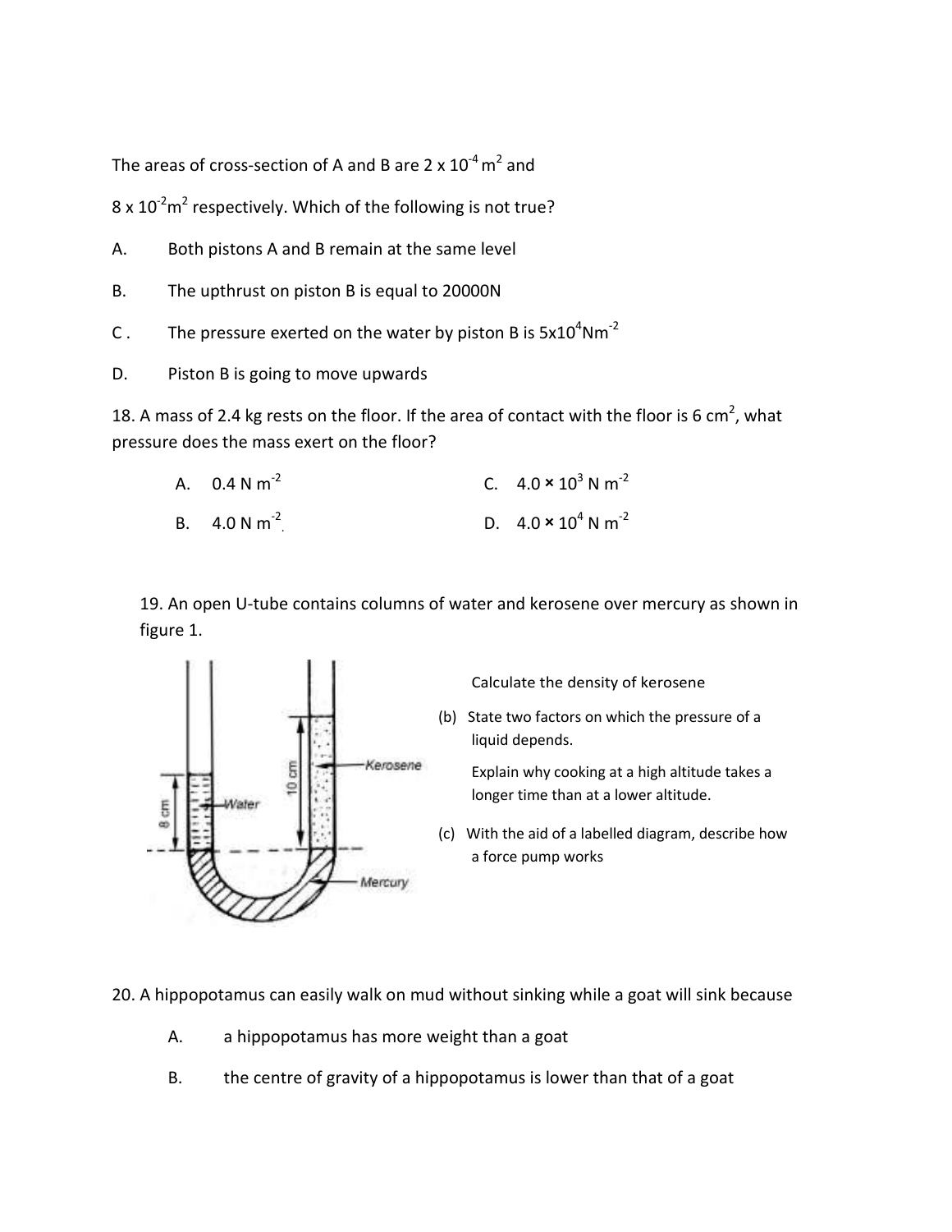The areas of cross-section of A and B are $2 \times 10^{-4}$ m$^2$ and $8 \times 10^{-2}$m$^2$ respectively. Which of the following is not true?

A. Both pistons A and B remain at the same level

B. The upthrust on piston B is equal to 20000N

C. The pressure exerted on the water by piston B is $5\times10^4$Nm$^{-2}$

D. Piston B is going to move upwards

18. A mass of 2.4 kg rests on the floor. If the area of contact with the floor is 6 cm$^2$, what pressure does the mass exert on the floor?

A. 0.4 N m$^{-2}$

B. 4.0 N m$^{-2}$

C. $4.0 \times 10^3$ N m$^{-2}$

D. $4.0 \times 10^4$ N m$^{-2}$

19. An open U-tube contains columns of water and kerosene over mercury as shown in figure 1.

Calculate the density of kerosene

(b) State two factors on which the pressure of a liquid depends.

Explain why cooking at a high altitude takes a longer time than at a lower altitude.

(c) With the aid of a labelled diagram, describe how a force pump works

20. A hippopotamus can easily walk on mud without sinking while a goat will sink because

A. a hippopotamus has more weight than a goat

B. the centre of gravity of a hippopotamus is lower than that of a goat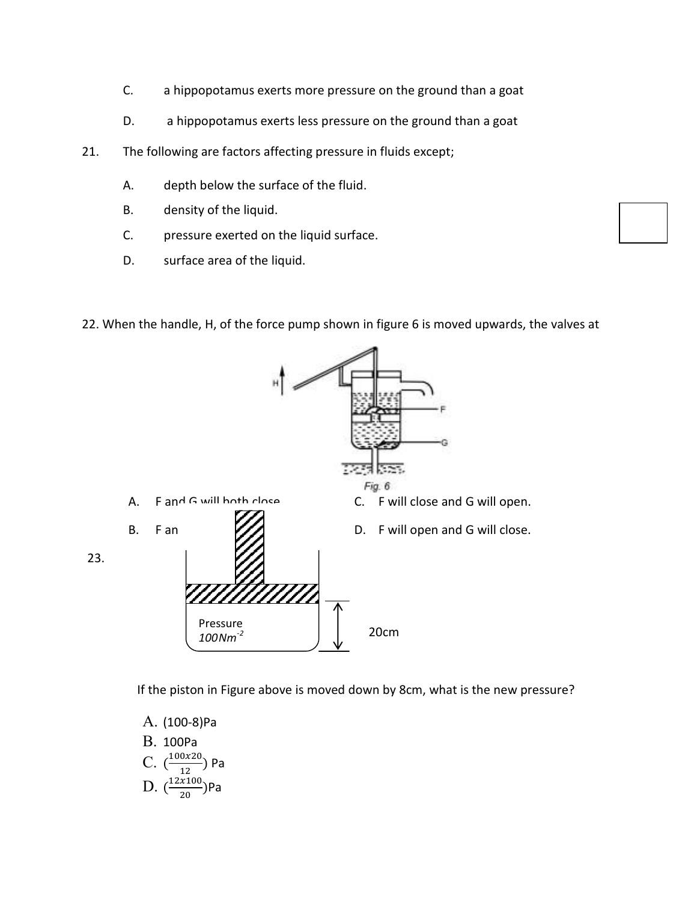C. a hippopotamus exerts more pressure on the ground than a goat

D. a hippopotamus exerts less pressure on the ground than a goat

21. The following are factors affecting pressure in fluids except;

A. depth below the surface of the fluid.

B. density of the liquid.

C. pressure exerted on the liquid surface.

D. surface area of the liquid.

22. When the handle, H, of the force pump shown in figure 6 is moved upwards, the valves at

Fig. 6

A. F and G will both close

B. F an

C. F will close and G will open.

D. F will open and G will close.

23.

Pressure $100Nm^{-2}$

20cm

If the piston in Figure above is moved down by 8cm, what is the new pressure?

A. (100-8)Pa

B. 100Pa

C. $(\frac{100x20}{12})$ Pa

D. $(\frac{12x100}{20})$Pa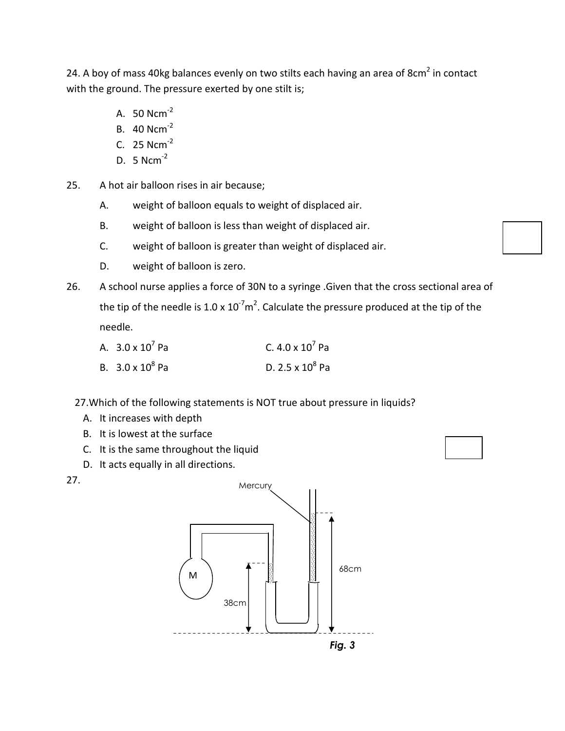24. A boy of mass 40kg balances evenly on two stilts each having an area of $8cm^2$ in contact with the ground. The pressure exerted by one stilt is;

A. 50 $Ncm^{-2}$
B. 40 $Ncm^{-2}$
C. 25 $Ncm^{-2}$
D. 5 $Ncm^{-2}$

25. A hot air balloon rises in air because;

A. weight of balloon equals to weight of displaced air.
B. weight of balloon is less than weight of displaced air.
C. weight of balloon is greater than weight of displaced air.
D. weight of balloon is zero.

26. A school nurse applies a force of 30N to a syringe .Given that the cross sectional area of the tip of the needle is $1.0 \times 10^{-7}m^2$. Calculate the pressure produced at the tip of the needle.

A. $3.0 \times 10^7$ Pa
B. $3.0 \times 10^8$ Pa
C. $4.0 \times 10^7$ Pa
D. $2.5 \times 10^8$ Pa

27.Which of the following statements is NOT true about pressure in liquids?

A. It increases with depth
B. It is lowest at the surface
C. It is the same throughout the liquid
D. It acts equally in all directions.

27.

Mercury

M

38cm

68cm

*Fig. 3*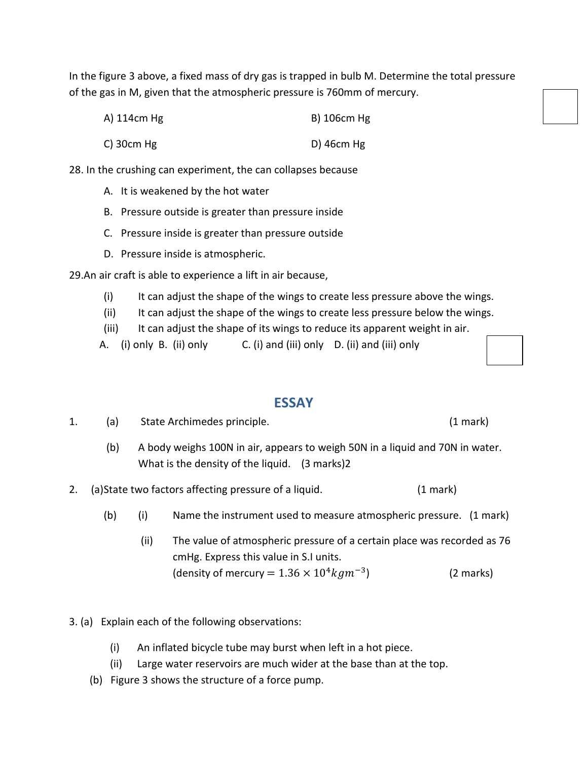In the figure 3 above, a fixed mass of dry gas is trapped in bulb M. Determine the total pressure of the gas in M, given that the atmospheric pressure is 760mm of mercury.

A) 114cm Hg B) 106cm Hg

C) 30cm Hg D) 46cm Hg

28. In the crushing can experiment, the can collapses because

A. It is weakened by the hot water
B. Pressure outside is greater than pressure inside
C. Pressure inside is greater than pressure outside
D. Pressure inside is atmospheric.

29. An air craft is able to experience a lift in air because,

(i) It can adjust the shape of the wings to create less pressure above the wings.
(ii) It can adjust the shape of the wings to create less pressure below the wings.
(iii) It can adjust the shape of its wings to reduce its apparent weight in air.

A. (i) only B. (ii) only C. (i) and (iii) only D. (ii) and (iii) only

## ESSAY

1. (a) State Archimedes principle. (1 mark)

   (b) A body weighs 100N in air, appears to weigh 50N in a liquid and 70N in water. What is the density of the liquid. (3 marks)2

2. (a) State two factors affecting pressure of a liquid. (1 mark)

   (b) (i) Name the instrument used to measure atmospheric pressure. (1 mark)

   (ii) The value of atmospheric pressure of a certain place was recorded as 76 cmHg. Express this value in S.I units.
   (density of mercury $= 1.36 \times 10^4 kgm^{-3}$) (2 marks)

3. (a) Explain each of the following observations:

   (i) An inflated bicycle tube may burst when left in a hot piece.
   (ii) Large water reservoirs are much wider at the base than at the top.

   (b) Figure 3 shows the structure of a force pump.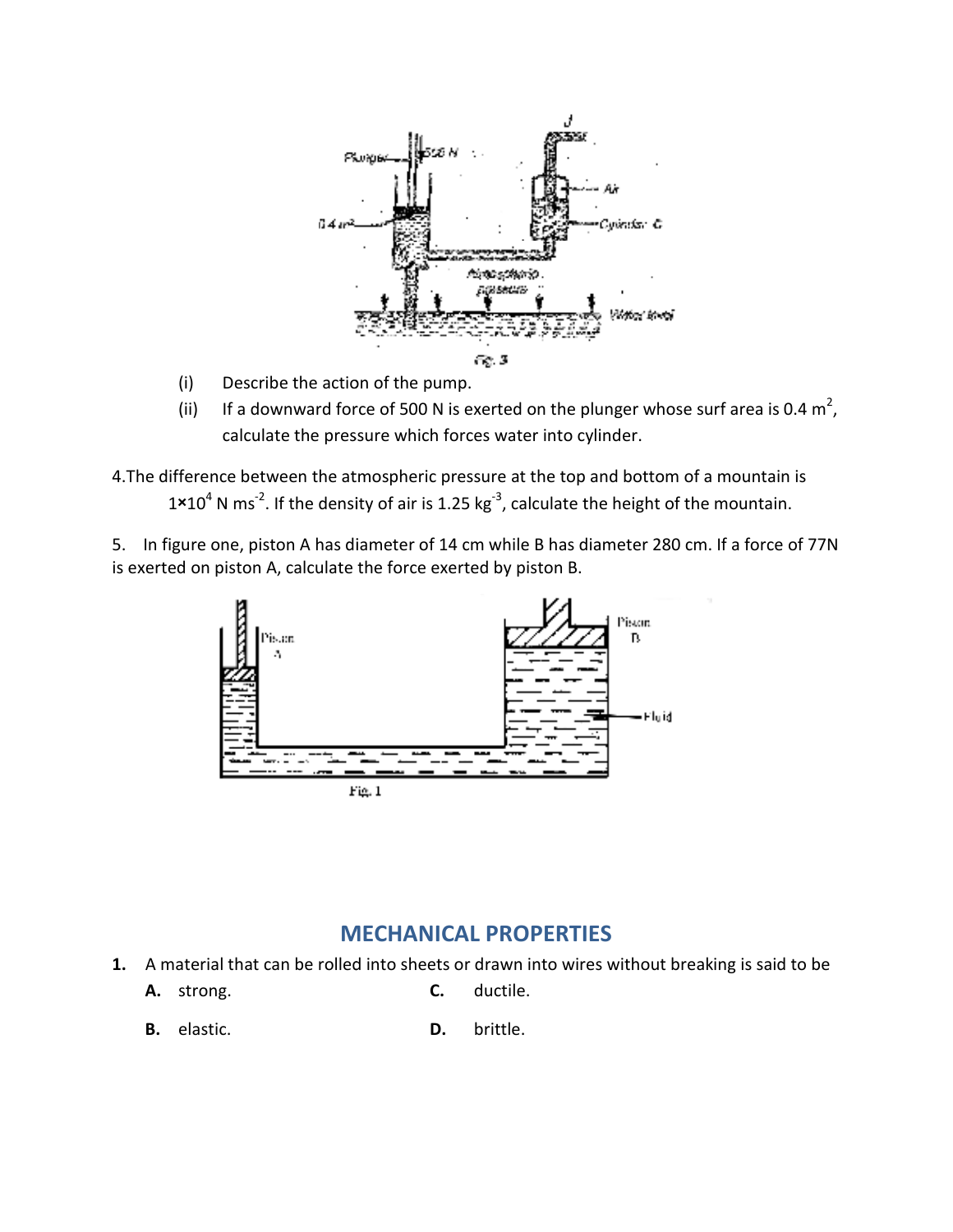(i) Describe the action of the pump.

(ii) If a downward force of 500 N is exerted on the plunger whose surf area is 0.4 $m^2$, calculate the pressure which forces water into cylinder.

4.The difference between the atmospheric pressure at the top and bottom of a mountain is $1 \times 10^4$ N $ms^{-2}$. If the density of air is 1.25 $kg^{-3}$, calculate the height of the mountain.

5. In figure one, piston A has diameter of 14 cm while B has diameter 280 cm. If a force of 77N is exerted on piston A, calculate the force exerted by piston B.

## MECHANICAL PROPERTIES

**1.** A material that can be rolled into sheets or drawn into wires without breaking is said to be

**A.** strong.

**B.** elastic.

**C.** ductile.

**D.** brittle.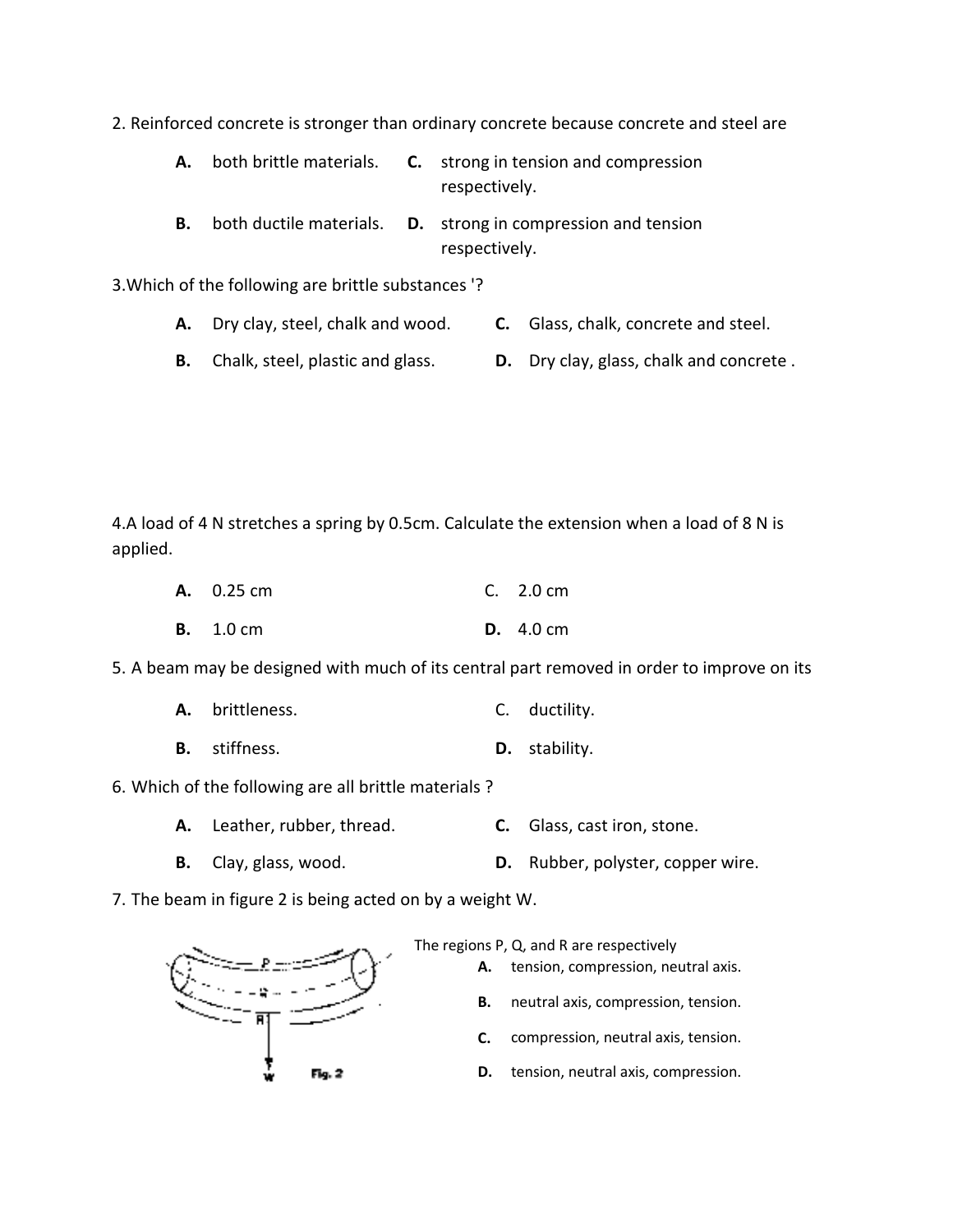2. Reinforced concrete is stronger than ordinary concrete because concrete and steel are

- **A.** both brittle materials.
- **B.** both ductile materials.
- **C.** strong in tension and compression respectively.
- **D.** strong in compression and tension respectively.

3.Which of the following are brittle substances '?

- **A.** Dry clay, steel, chalk and wood.
- **B.** Chalk, steel, plastic and glass.
- **C.** Glass, chalk, concrete and steel.
- **D.** Dry clay, glass, chalk and concrete .

4.A load of 4 N stretches a spring by 0.5cm. Calculate the extension when a load of 8 N is applied.

- **A.** 0.25 cm
- **B.** 1.0 cm
- C. 2.0 cm
- **D.** 4.0 cm

5. A beam may be designed with much of its central part removed in order to improve on its

- **A.** brittleness.
- **B.** stiffness.
- C. ductility.
- **D.** stability.

6. Which of the following are all brittle materials ?

- **A.** Leather, rubber, thread.
- **B.** Clay, glass, wood.
- **C.** Glass, cast iron, stone.
- **D.** Rubber, polyster, copper wire.

7. The beam in figure 2 is being acted on by a weight W.

Fig. 2

The regions P, Q, and R are respectively

- **A.** tension, compression, neutral axis.
- **B.** neutral axis, compression, tension.
- **C.** compression, neutral axis, tension.
- **D.** tension, neutral axis, compression.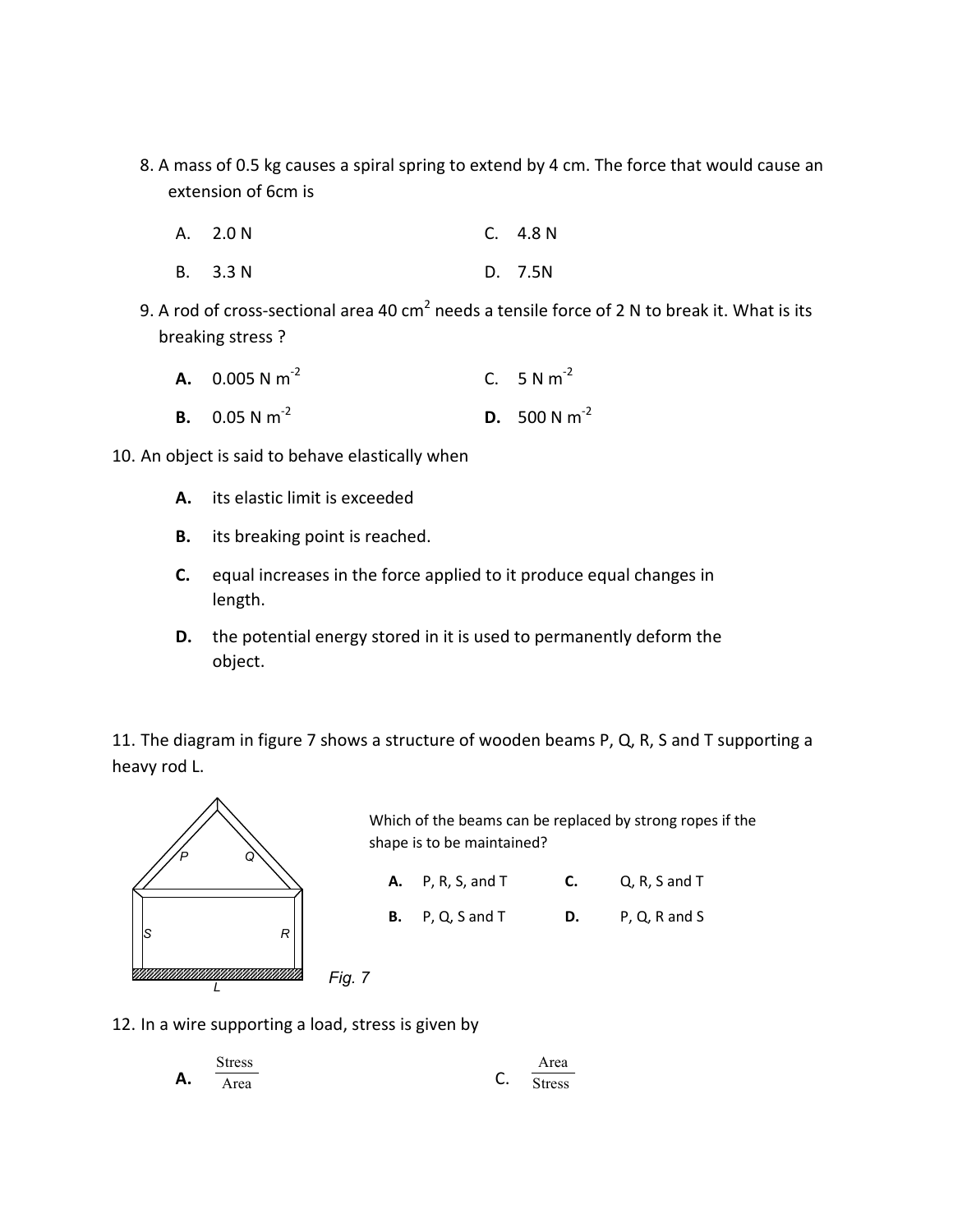8. A mass of 0.5 kg causes a spiral spring to extend by 4 cm. The force that would cause an extension of 6cm is

   A. 2.0 N
   B. 3.3 N
   C. 4.8 N
   D. 7.5N

9. A rod of cross-sectional area 40 $cm^2$ needs a tensile force of 2 N to break it. What is its breaking stress ?

   **A.** 0.005 N $m^{-2}$
   **B.** 0.05 N $m^{-2}$
   C. 5 N $m^{-2}$
   **D.** 500 N $m^{-2}$

10. An object is said to behave elastically when

   **A.** its elastic limit is exceeded
   **B.** its breaking point is reached.
   **C.** equal increases in the force applied to it produce equal changes in length.
   **D.** the potential energy stored in it is used to permanently deform the object.

11. The diagram in figure 7 shows a structure of wooden beams P, Q, R, S and T supporting a heavy rod L.

Fig. 7

Which of the beams can be replaced by strong ropes if the shape is to be maintained?

   **A.** P, R, S, and T
   **B.** P, Q, S and T
   **C.** Q, R, S and T
   **D.** P, Q, R and S

12. In a wire supporting a load, stress is given by

   **A.** $\frac{\text{Stress}}{\text{Area}}$
   C. $\frac{\text{Area}}{\text{Stress}}$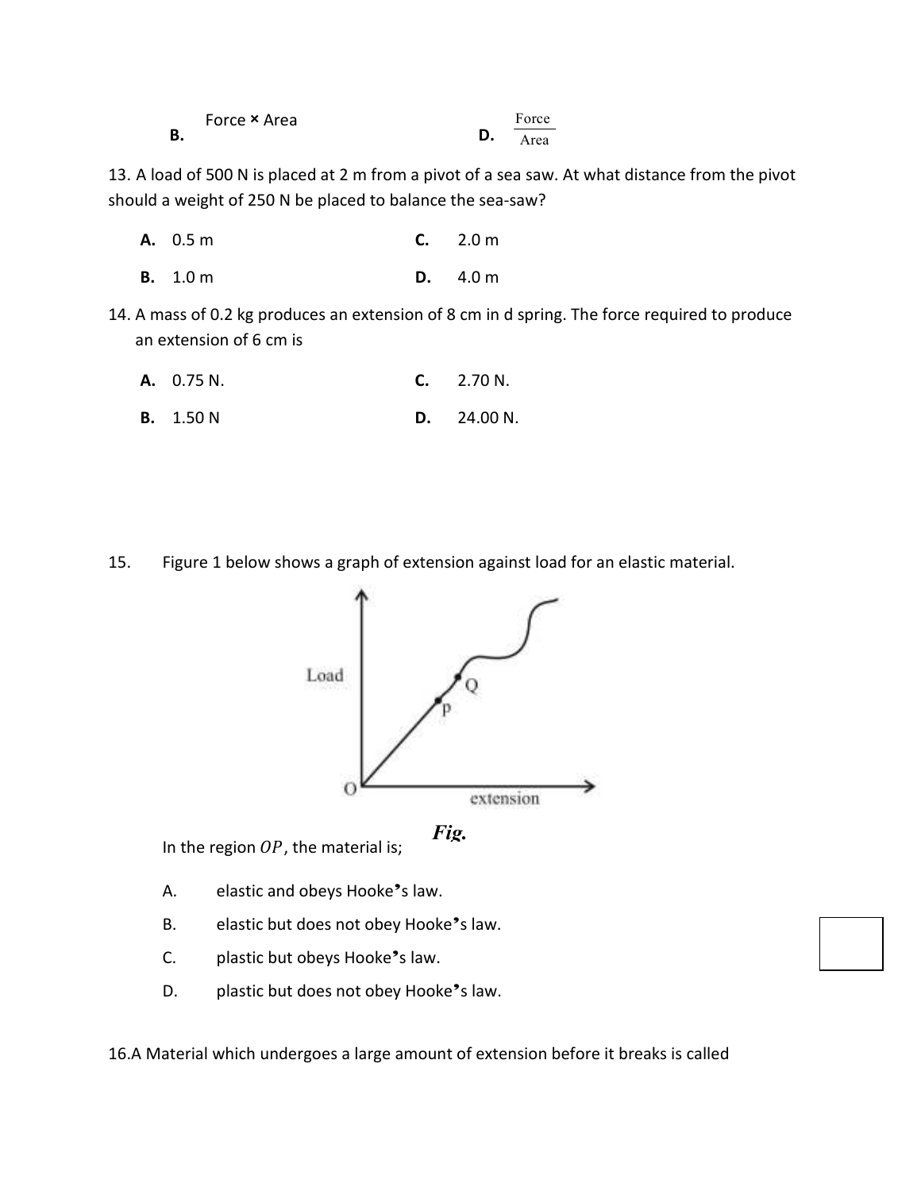B. Force × Area

D. $\frac{\text{Force}}{\text{Area}}$

13. A load of 500 N is placed at 2 m from a pivot of a sea saw. At what distance from the pivot should a weight of 250 N be placed to balance the sea-saw?

**A.** 0.5 m

**B.** 1.0 m

**C.** 2.0 m

**D.** 4.0 m

14. A mass of 0.2 kg produces an extension of 8 cm in d spring. The force required to produce an extension of 6 cm is

**A.** 0.75 N.

**B.** 1.50 N

**C.** 2.70 N.

**D.** 24.00 N.

15. Figure 1 below shows a graph of extension against load for an elastic material.

*Fig.*

In the region $OP$, the material is;

A. elastic and obeys Hooke's law.

B. elastic but does not obey Hooke's law.

C. plastic but obeys Hooke's law.

D. plastic but does not obey Hooke's law.

16. A Material which undergoes a large amount of extension before it breaks is called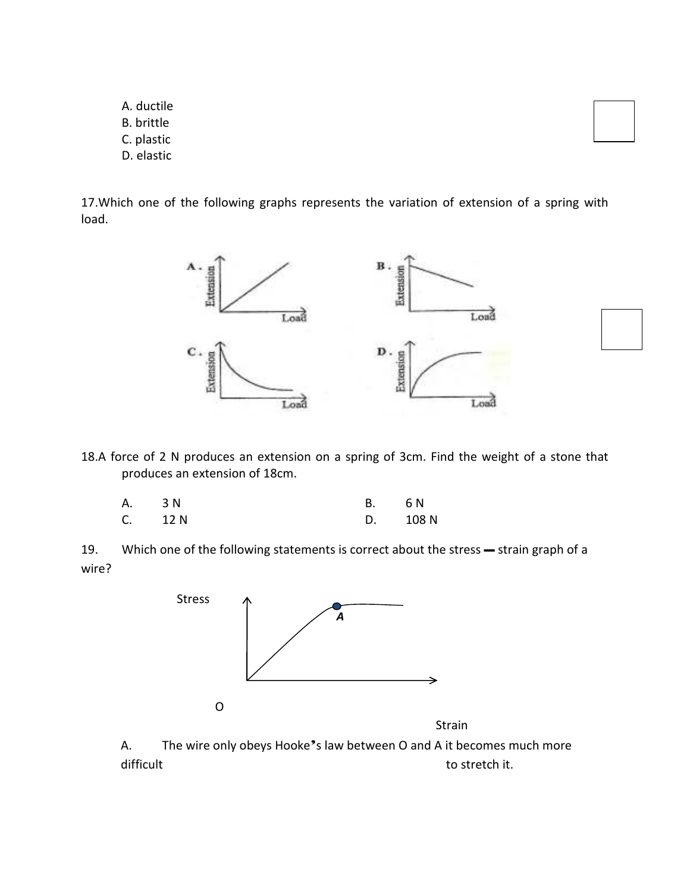A. ductile
B. brittle
C. plastic
D. elastic

17.Which one of the following graphs represents the variation of extension of a spring with load.

A. Extension vs Load

B. Extension vs Load

C. Extension vs Load

D. Extension vs Load

18.A force of 2 N produces an extension on a spring of 3cm. Find the weight of a stone that produces an extension of 18cm.

A. 3 N B. 6 N
C. 12 N D. 108 N

19. Which one of the following statements is correct about the stress – strain graph of a wire?

Stress

*A*

O

Strain

A. The wire only obeys Hooke's law between O and A it becomes much more difficult to stretch it.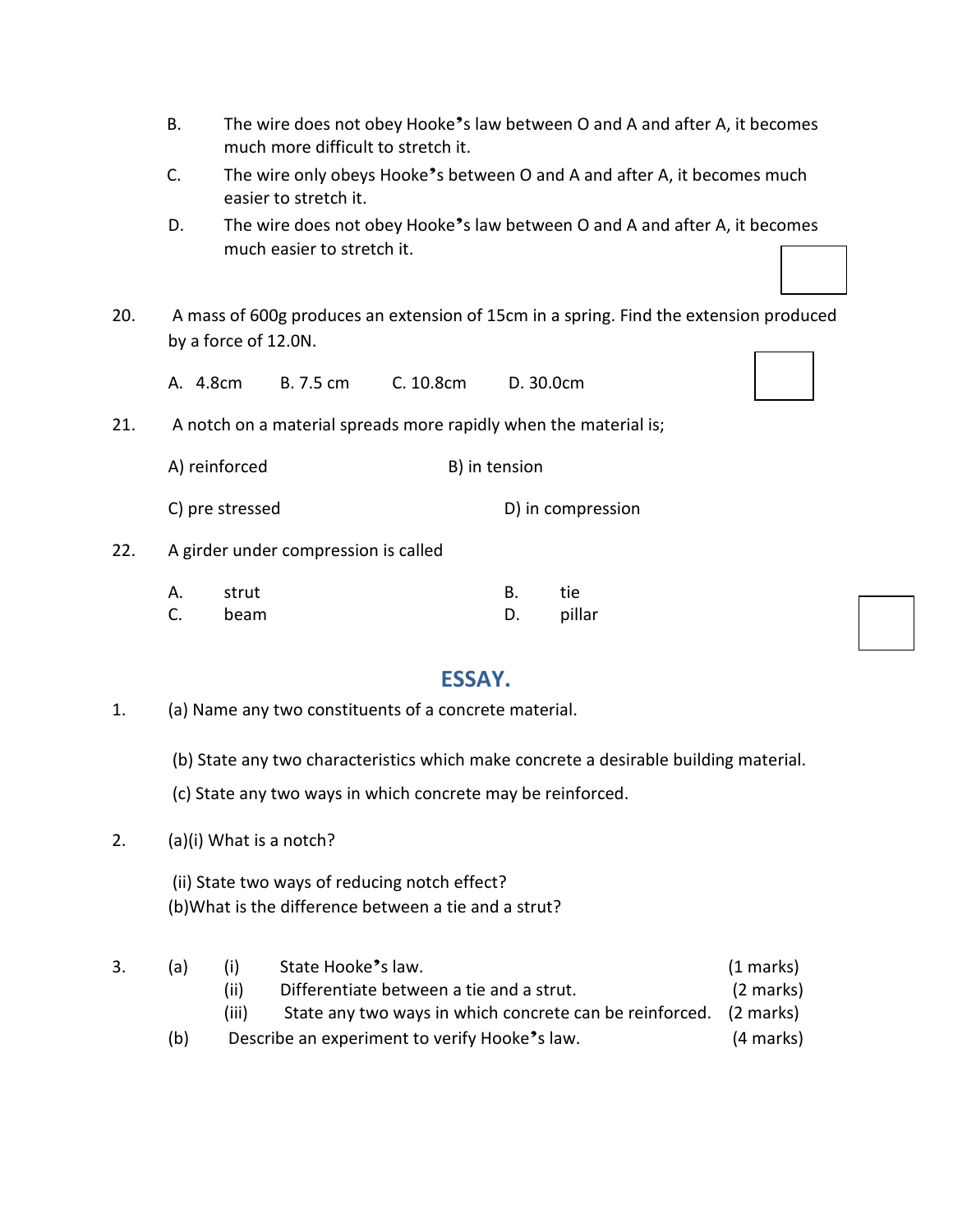B. The wire does not obey Hooke's law between O and A and after A, it becomes much more difficult to stretch it.

C. The wire only obeys Hooke's between O and A and after A, it becomes much easier to stretch it.

D. The wire does not obey Hooke's law between O and A and after A, it becomes much easier to stretch it.

20. A mass of 600g produces an extension of 15cm in a spring. Find the extension produced by a force of 12.0N.

A. 4.8cm   B. 7.5 cm   C. 10.8cm   D. 30.0cm

21. A notch on a material spreads more rapidly when the material is;

A) reinforced   B) in tension

C) pre stressed   D) in compression

22. A girder under compression is called

A. strut   B. tie

C. beam   D. pillar

## ESSAY.

1. (a) Name any two constituents of a concrete material.

   (b) State any two characteristics which make concrete a desirable building material.

   (c) State any two ways in which concrete may be reinforced.

2. (a)(i) What is a notch?

   (ii) State two ways of reducing notch effect?

   (b)What is the difference between a tie and a strut?

3. (a) (i) State Hooke's law. (1 marks)

   (ii) Differentiate between a tie and a strut. (2 marks)

   (iii) State any two ways in which concrete can be reinforced. (2 marks)

   (b) Describe an experiment to verify Hooke's law. (4 marks)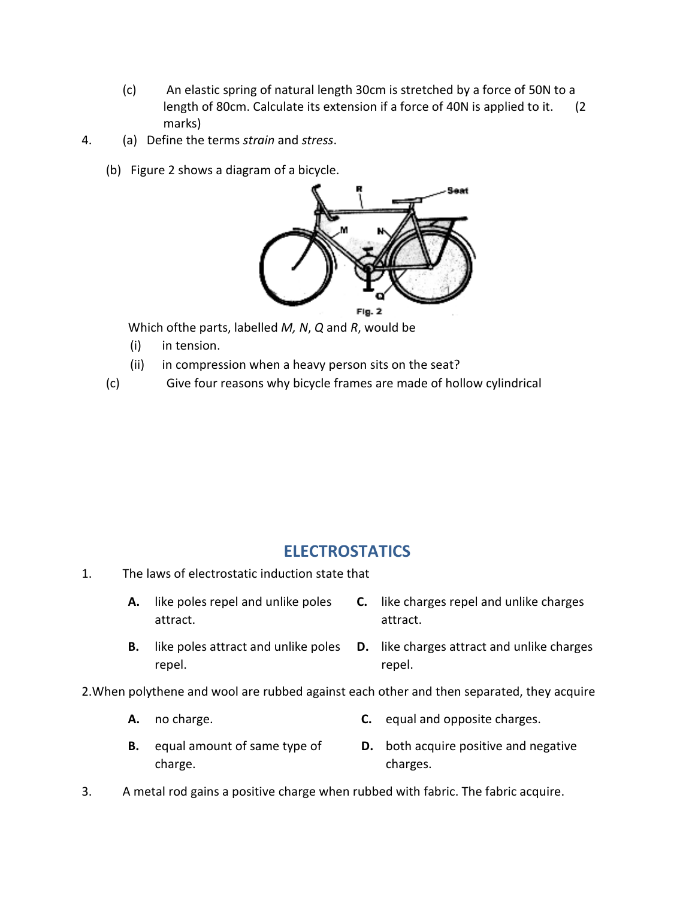(c) An elastic spring of natural length 30cm is stretched by a force of 50N to a length of 80cm. Calculate its extension if a force of 40N is applied to it. (2 marks)

4. (a) Define the terms *strain* and *stress*.

(b) Figure 2 shows a diagram of a bicycle.

Fig. 2

Which ofthe parts, labelled *M, N*, *Q* and *R*, would be

(i) in tension.

(ii) in compression when a heavy person sits on the seat?

(c) Give four reasons why bicycle frames are made of hollow cylindrical

## ELECTROSTATICS

1. The laws of electrostatic induction state that

   **A.** like poles repel and unlike poles attract.

   **B.** like poles attract and unlike poles repel.

   **C.** like charges repel and unlike charges attract.

   **D.** like charges attract and unlike charges repel.

2. When polythene and wool are rubbed against each other and then separated, they acquire

   **A.** no charge.

   **B.** equal amount of same type of charge.

   **C.** equal and opposite charges.

   **D.** both acquire positive and negative charges.

3. A metal rod gains a positive charge when rubbed with fabric. The fabric acquire.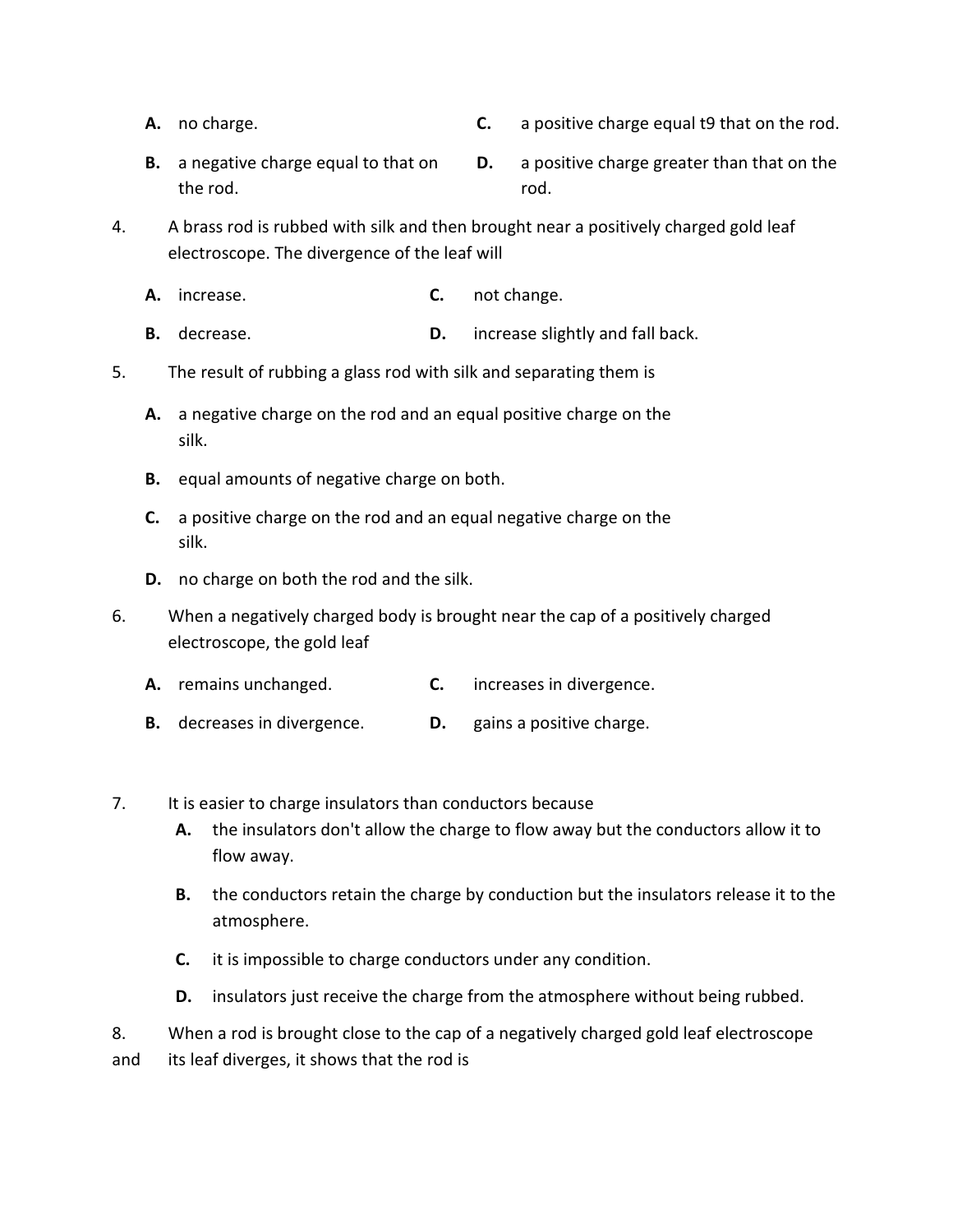**A.** no charge.

**B.** a negative charge equal to that on the rod.

**C.** a positive charge equal t9 that on the rod.

**D.** a positive charge greater than that on the rod.

4. A brass rod is rubbed with silk and then brought near a positively charged gold leaf electroscope. The divergence of the leaf will

**A.** increase.

**B.** decrease.

**C.** not change.

**D.** increase slightly and fall back.

5. The result of rubbing a glass rod with silk and separating them is

**A.** a negative charge on the rod and an equal positive charge on the silk.

**B.** equal amounts of negative charge on both.

**C.** a positive charge on the rod and an equal negative charge on the silk.

**D.** no charge on both the rod and the silk.

6. When a negatively charged body is brought near the cap of a positively charged electroscope, the gold leaf

**A.** remains unchanged.

**B.** decreases in divergence.

**C.** increases in divergence.

**D.** gains a positive charge.

7. It is easier to charge insulators than conductors because

**A.** the insulators don't allow the charge to flow away but the conductors allow it to flow away.

**B.** the conductors retain the charge by conduction but the insulators release it to the atmosphere.

**C.** it is impossible to charge conductors under any condition.

**D.** insulators just receive the charge from the atmosphere without being rubbed.

8. When a rod is brought close to the cap of a negatively charged gold leaf electroscope and its leaf diverges, it shows that the rod is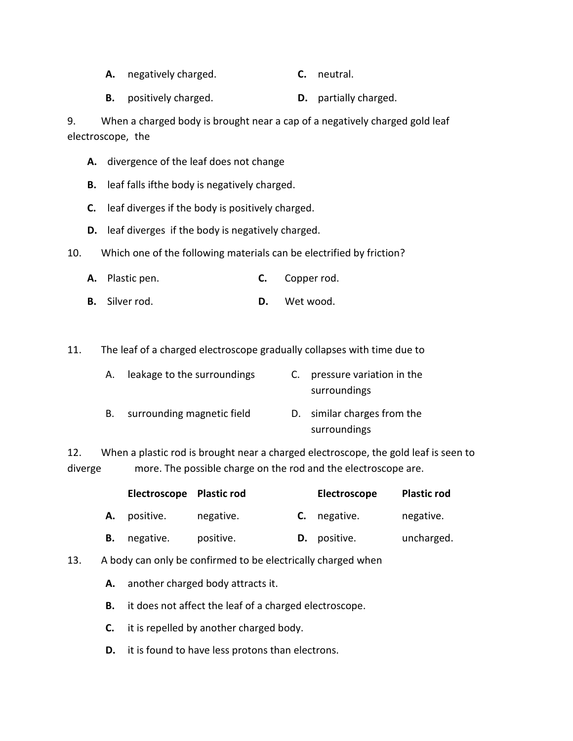**A.** negatively charged. **C.** neutral.

**B.** positively charged. **D.** partially charged.

9. When a charged body is brought near a cap of a negatively charged gold leaf electroscope, the

**A.** divergence of the leaf does not change

**B.** leaf falls ifthe body is negatively charged.

**C.** leaf diverges if the body is positively charged.

**D.** leaf diverges if the body is negatively charged.

10. Which one of the following materials can be electrified by friction?

**A.** Plastic pen. **C.** Copper rod.

**B.** Silver rod. **D.** Wet wood.

11. The leaf of a charged electroscope gradually collapses with time due to

A. leakage to the surroundings

B. surrounding magnetic field

C. pressure variation in the surroundings

D. similar charges from the surroundings

12. When a plastic rod is brought near a charged electroscope, the gold leaf is seen to diverge more. The possible charge on the rod and the electroscope are.

| | Electroscope | Plastic rod | | Electroscope | Plastic rod |
|---|---|---|---|---|---|
| **A.** | positive. | negative. | **C.** | negative. | negative. |
| **B.** | negative. | positive. | **D.** | positive. | uncharged. |

13. A body can only be confirmed to be electrically charged when

**A.** another charged body attracts it.

**B.** it does not affect the leaf of a charged electroscope.

**C.** it is repelled by another charged body.

**D.** it is found to have less protons than electrons.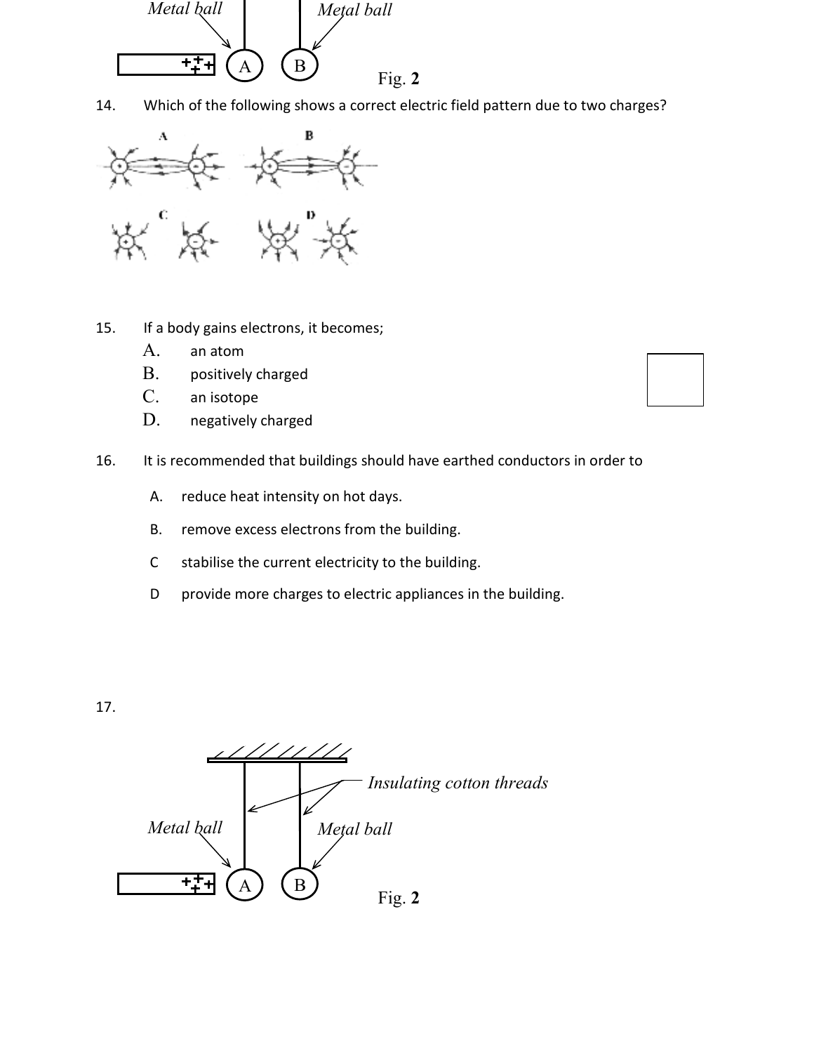Metal ball    Metal ball

A    B

Fig. **2**

14. Which of the following shows a correct electric field pattern due to two charges?

A    B

C    D

15. If a body gains electrons, it becomes;

A. an atom

B. positively charged

C. an isotope

D. negatively charged

16. It is recommended that buildings should have earthed conductors in order to

A. reduce heat intensity on hot days.

B. remove excess electrons from the building.

C stabilise the current electricity to the building.

D provide more charges to electric appliances in the building.

17.

*Insulating cotton threads*

*Metal ball*    *Metal ball*

A    B

Fig. **2**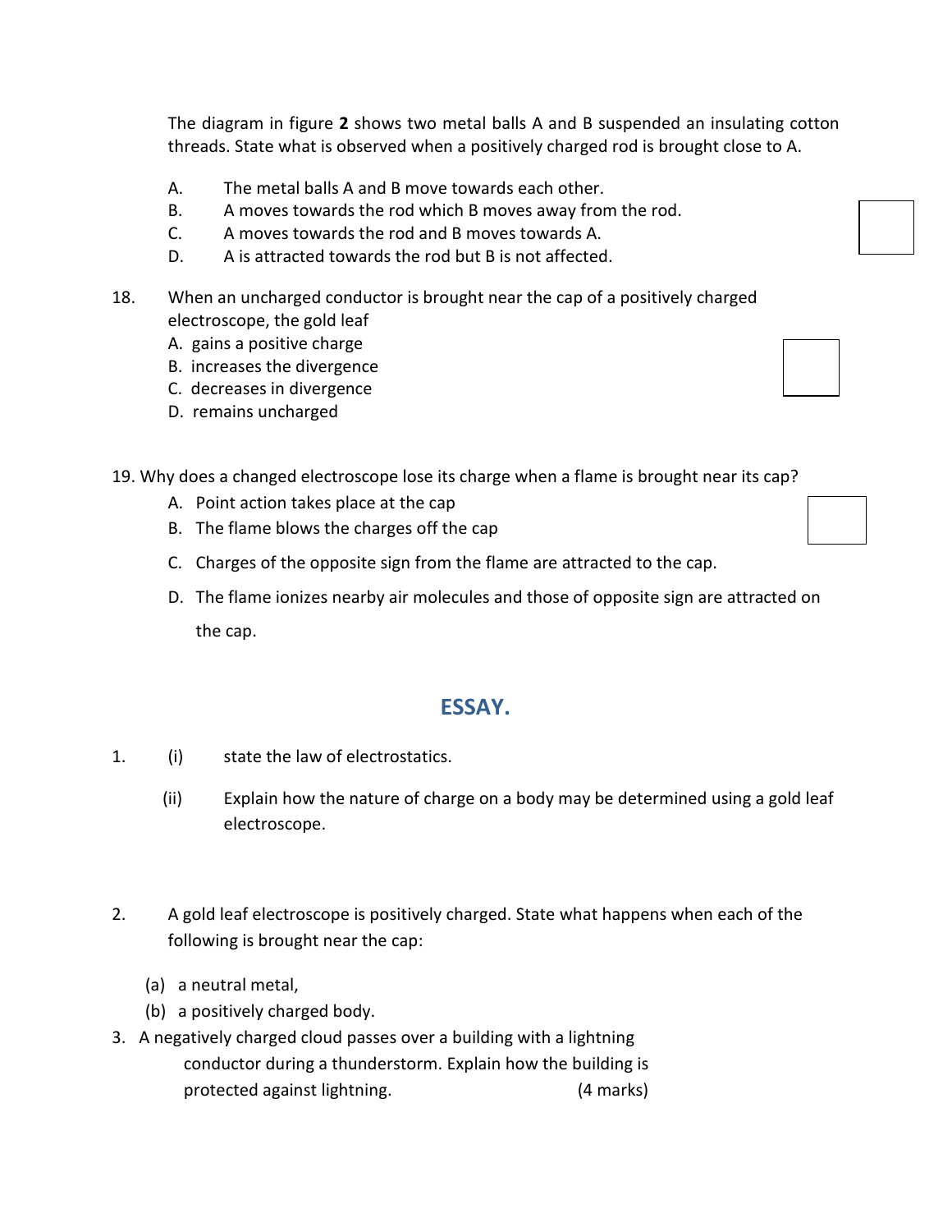The diagram in figure **2** shows two metal balls A and B suspended an insulating cotton threads. State what is observed when a positively charged rod is brought close to A.

A. The metal balls A and B move towards each other.
B. A moves towards the rod which B moves away from the rod.
C. A moves towards the rod and B moves towards A.
D. A is attracted towards the rod but B is not affected.

18. When an uncharged conductor is brought near the cap of a positively charged electroscope, the gold leaf
    A. gains a positive charge
    B. increases the divergence
    C. decreases in divergence
    D. remains uncharged

19. Why does a changed electroscope lose its charge when a flame is brought near its cap?
    A. Point action takes place at the cap
    B. The flame blows the charges off the cap
    C. Charges of the opposite sign from the flame are attracted to the cap.
    D. The flame ionizes nearby air molecules and those of opposite sign are attracted on the cap.

## ESSAY.

1. (i) state the law of electrostatics.

   (ii) Explain how the nature of charge on a body may be determined using a gold leaf electroscope.

2. A gold leaf electroscope is positively charged. State what happens when each of the following is brought near the cap:

   (a) a neutral metal,
   (b) a positively charged body.

3. A negatively charged cloud passes over a building with a lightning conductor during a thunderstorm. Explain how the building is protected against lightning. (4 marks)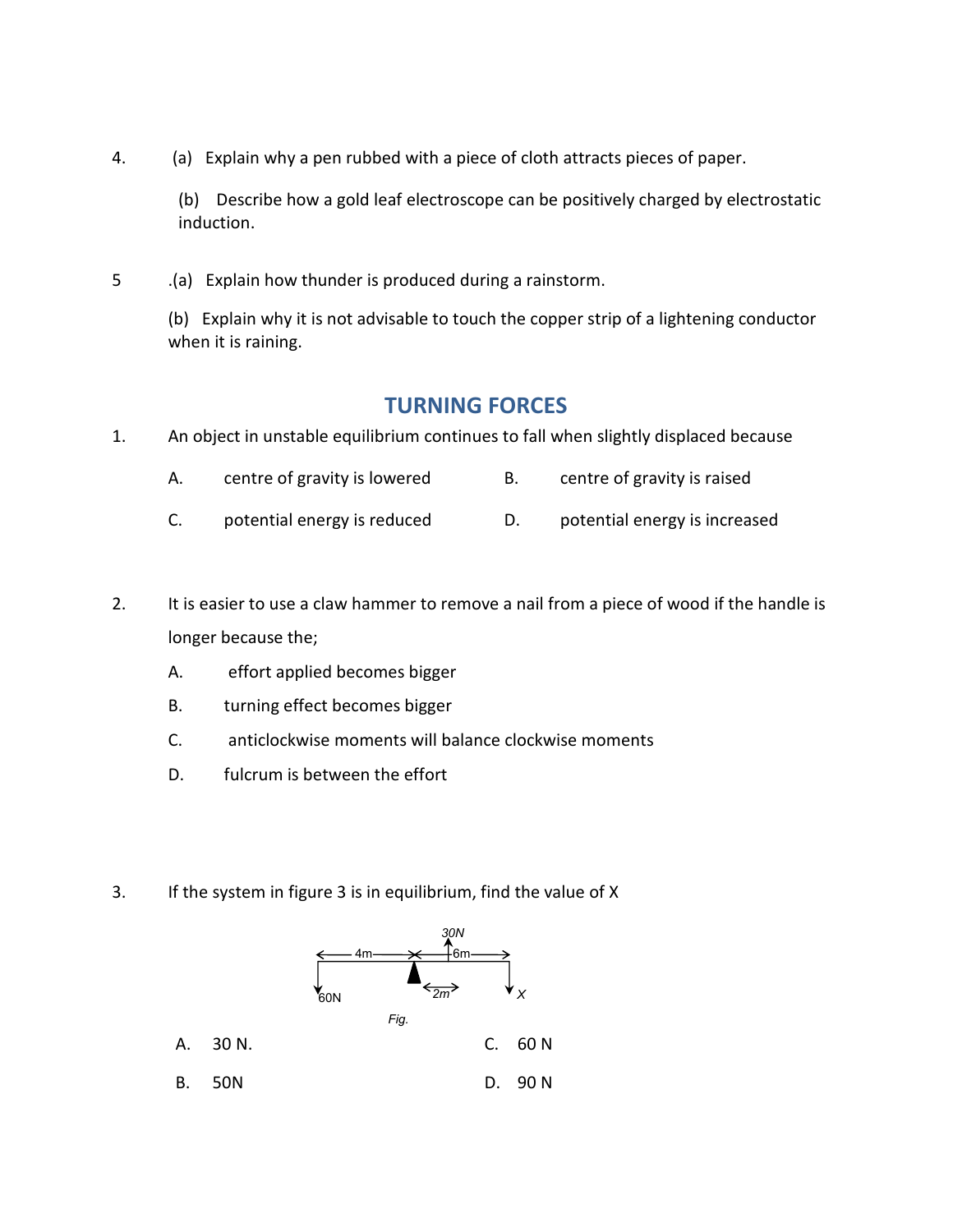4. (a) Explain why a pen rubbed with a piece of cloth attracts pieces of paper.

   (b) Describe how a gold leaf electroscope can be positively charged by electrostatic induction.

5. (a) Explain how thunder is produced during a rainstorm.

   (b) Explain why it is not advisable to touch the copper strip of a lightening conductor when it is raining.

## TURNING FORCES

1. An object in unstable equilibrium continues to fall when slightly displaced because

   A. centre of gravity is lowered
   B. centre of gravity is raised
   C. potential energy is reduced
   D. potential energy is increased

2. It is easier to use a claw hammer to remove a nail from a piece of wood if the handle is longer because the;

   A. effort applied becomes bigger
   B. turning effect becomes bigger
   C. anticlockwise moments will balance clockwise moments
   D. fulcrum is between the effort

3. If the system in figure 3 is in equilibrium, find the value of X

   30N, 4m, 6m, 60N, 2m, X

   *Fig.*

   A. 30 N.
   B. 50N
   C. 60 N
   D. 90 N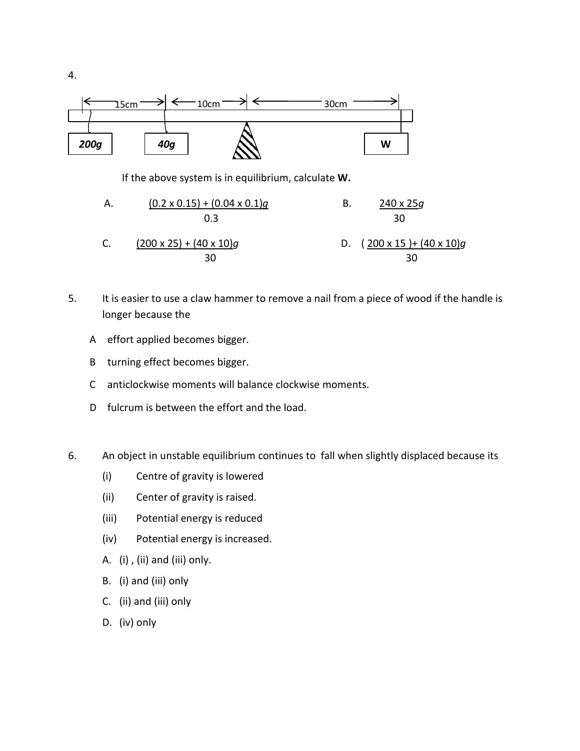4.

15cm 10cm 30cm

200g 40g W

If the above system is in equilibrium, calculate **W.**

A. $\frac{(0.2 \times 0.15) + (0.04 \times 0.1)g}{0.3}$

B. $\frac{240 \times 25g}{30}$

C. $\frac{(200 \times 25) + (40 \times 10)g}{30}$

D. $\frac{(200 \times 15) + (40 \times 10)g}{30}$

5. It is easier to use a claw hammer to remove a nail from a piece of wood if the handle is longer because the

A effort applied becomes bigger.

B turning effect becomes bigger.

C anticlockwise moments will balance clockwise moments.

D fulcrum is between the effort and the load.

6. An object in unstable equilibrium continues to fall when slightly displaced because its

(i) Centre of gravity is lowered

(ii) Center of gravity is raised.

(iii) Potential energy is reduced

(iv) Potential energy is increased.

A. (i) , (ii) and (iii) only.

B. (i) and (iii) only

C. (ii) and (iii) only

D. (iv) only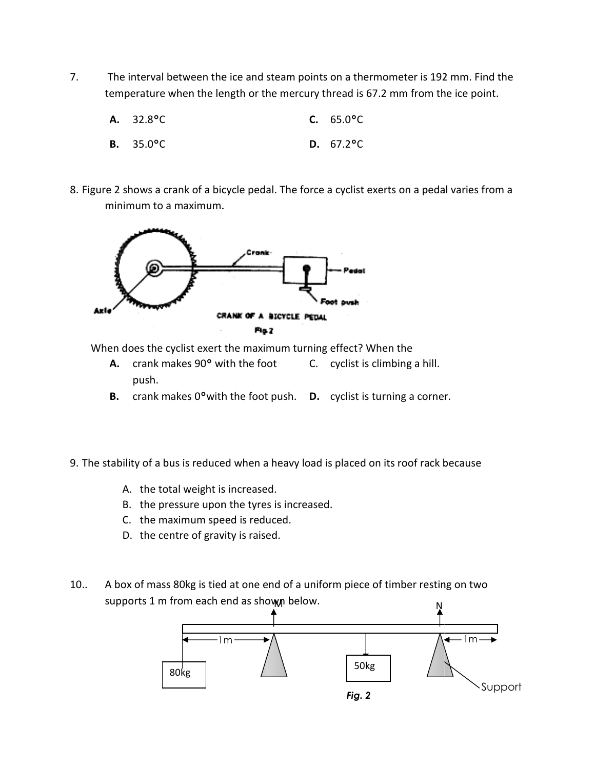7. The interval between the ice and steam points on a thermometer is 192 mm. Find the temperature when the length or the mercury thread is 67.2 mm from the ice point.

**A.** 32.8°C  
**B.** 35.0°C  
**C.** 65.0°C  
**D.** 67.2°C

8. Figure 2 shows a crank of a bicycle pedal. The force a cyclist exerts on a pedal varies from a minimum to a maximum.

CRANK OF A BICYCLE PEDAL

Fig 2

When does the cyclist exert the maximum turning effect? When the

**A.** crank makes 90° with the foot push.  
**B.** crank makes 0°with the foot push.  
C. cyclist is climbing a hill.  
**D.** cyclist is turning a corner.

9. The stability of a bus is reduced when a heavy load is placed on its roof rack because

A. the total weight is increased.  
B. the pressure upon the tyres is increased.  
C. the maximum speed is reduced.  
D. the centre of gravity is raised.

10.. A box of mass 80kg is tied at one end of a uniform piece of timber resting on two supports 1 m from each end as shown below.

*Fig. 2*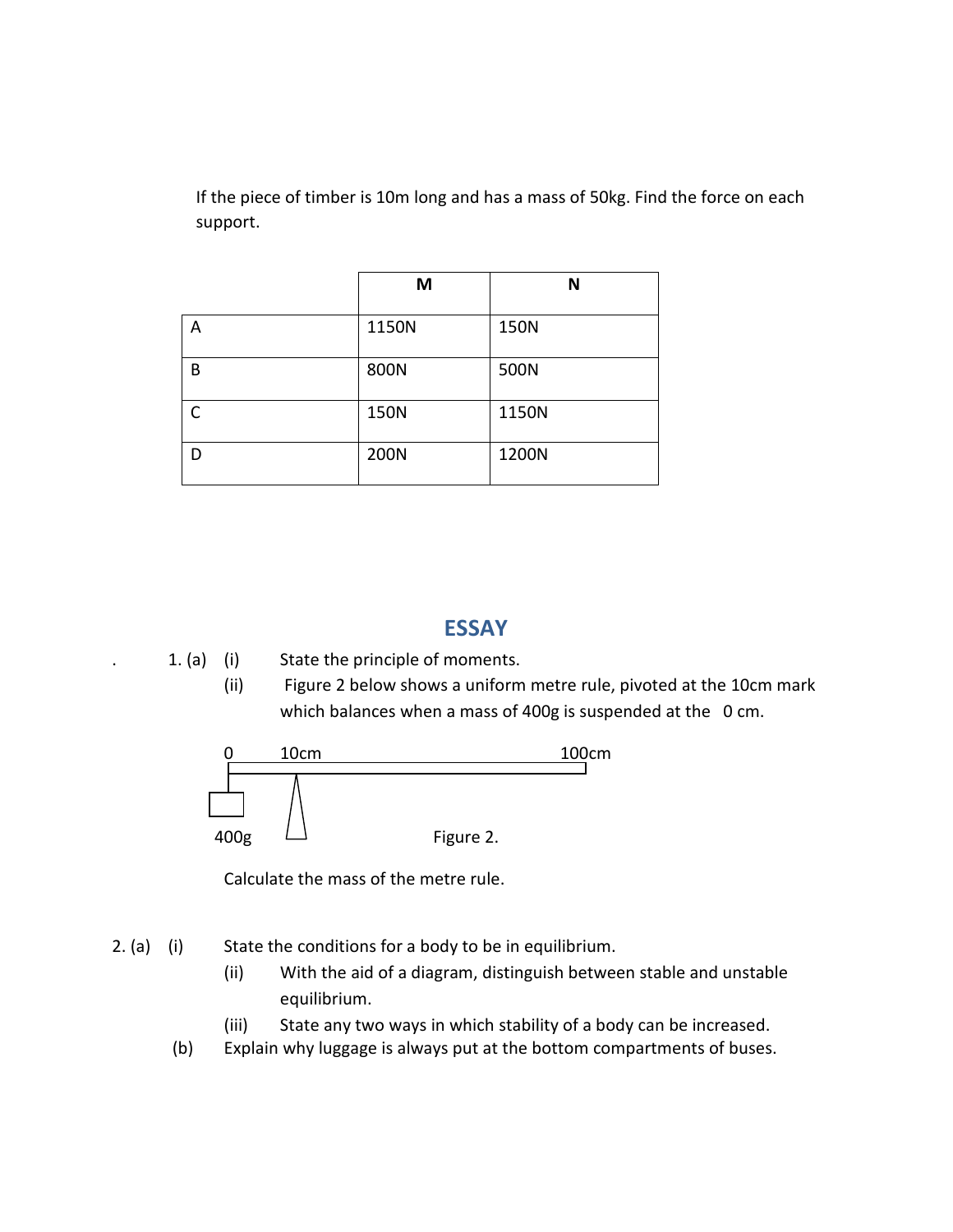If the piece of timber is 10m long and has a mass of 50kg. Find the force on each support.

| | M | N |
|---|---|---|
| A | 1150N | 150N |
| B | 800N | 500N |
| C | 150N | 1150N |
| D | 200N | 1200N |

## ESSAY

1. (a) (i) State the principle of moments.

   (ii) Figure 2 below shows a uniform metre rule, pivoted at the 10cm mark which balances when a mass of 400g is suspended at the 0 cm.

0 10cm 100cm

400g

Figure 2.

Calculate the mass of the metre rule.

2. (a) (i) State the conditions for a body to be in equilibrium.

   (ii) With the aid of a diagram, distinguish between stable and unstable equilibrium.

   (iii) State any two ways in which stability of a body can be increased.

   (b) Explain why luggage is always put at the bottom compartments of buses.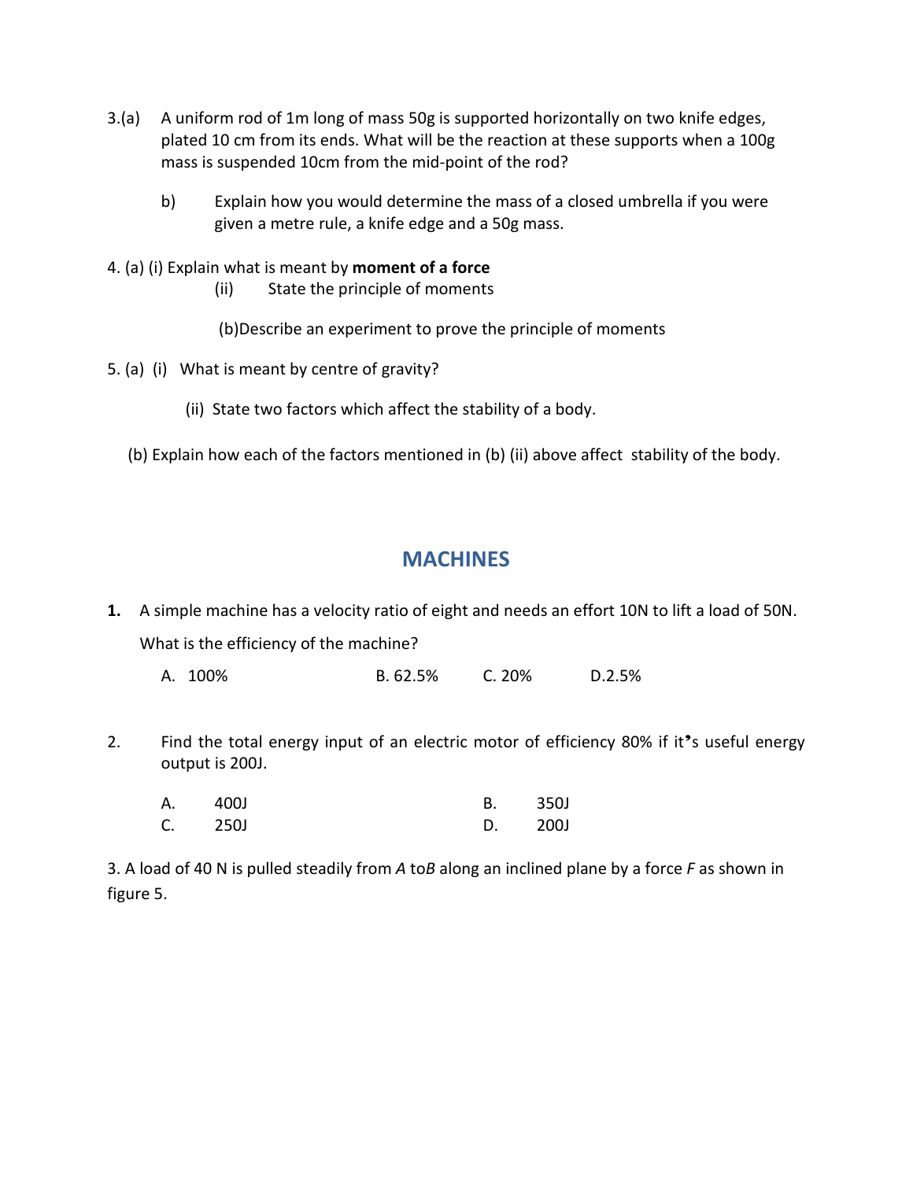3.(a) A uniform rod of 1m long of mass 50g is supported horizontally on two knife edges, plated 10 cm from its ends. What will be the reaction at these supports when a 100g mass is suspended 10cm from the mid-point of the rod?

b) Explain how you would determine the mass of a closed umbrella if you were given a metre rule, a knife edge and a 50g mass.

4. (a) (i) Explain what is meant by **moment of a force**

(ii) State the principle of moments

(b)Describe an experiment to prove the principle of moments

5. (a) (i) What is meant by centre of gravity?

(ii) State two factors which affect the stability of a body.

(b) Explain how each of the factors mentioned in (b) (ii) above affect stability of the body.

## MACHINES

**1.** A simple machine has a velocity ratio of eight and needs an effort 10N to lift a load of 50N. What is the efficiency of the machine?

A. 100% B. 62.5% C. 20% D.2.5%

2. Find the total energy input of an electric motor of efficiency 80% if it's useful energy output is 200J.

A. 400J B. 350J
C. 250J D. 200J

3. A load of 40 N is pulled steadily from *A* to*B* along an inclined plane by a force *F* as shown in figure 5.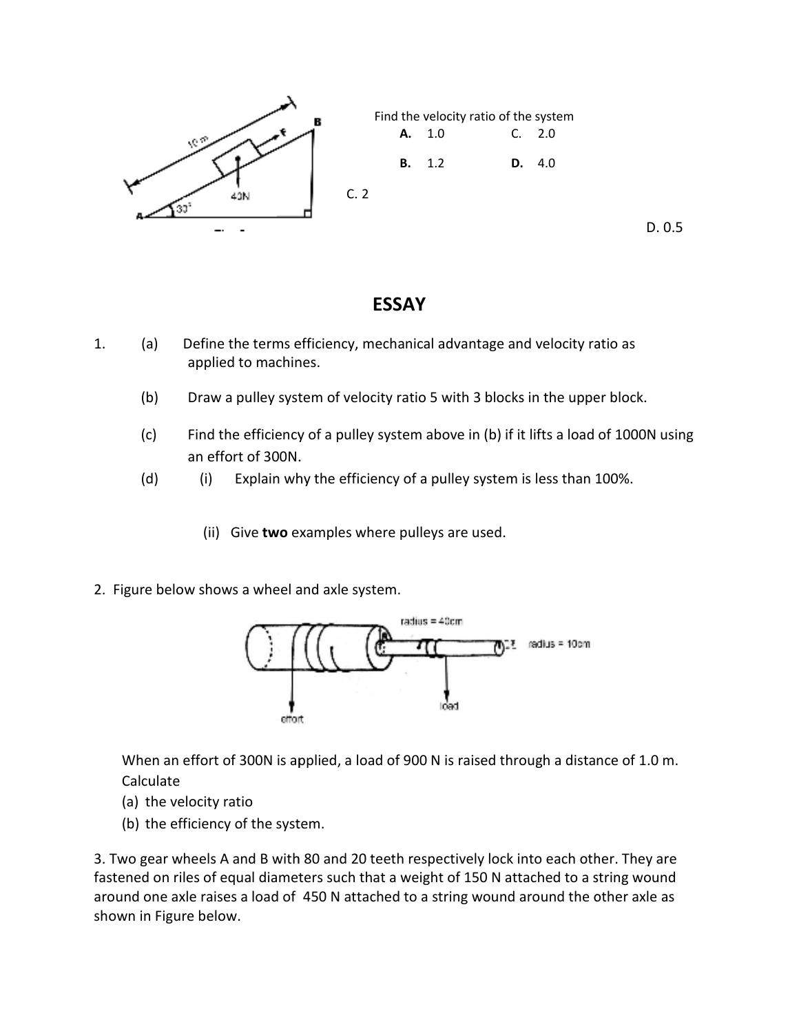Find the velocity ratio of the system

A. 1.0 C. 2.0

B. 1.2 D. 4.0

C. 2

D. 0.5

# ESSAY

1. (a) Define the terms efficiency, mechanical advantage and velocity ratio as applied to machines.

   (b) Draw a pulley system of velocity ratio 5 with 3 blocks in the upper block.

   (c) Find the efficiency of a pulley system above in (b) if it lifts a load of 1000N using an effort of 300N.

   (d) (i) Explain why the efficiency of a pulley system is less than 100%.

   (ii) Give **two** examples where pulleys are used.

2. Figure below shows a wheel and axle system.

When an effort of 300N is applied, a load of 900 N is raised through a distance of 1.0 m. Calculate

(a) the velocity ratio

(b) the efficiency of the system.

3. Two gear wheels A and B with 80 and 20 teeth respectively lock into each other. They are fastened on riles of equal diameters such that a weight of 150 N attached to a string wound around one axle raises a load of 450 N attached to a string wound around the other axle as shown in Figure below.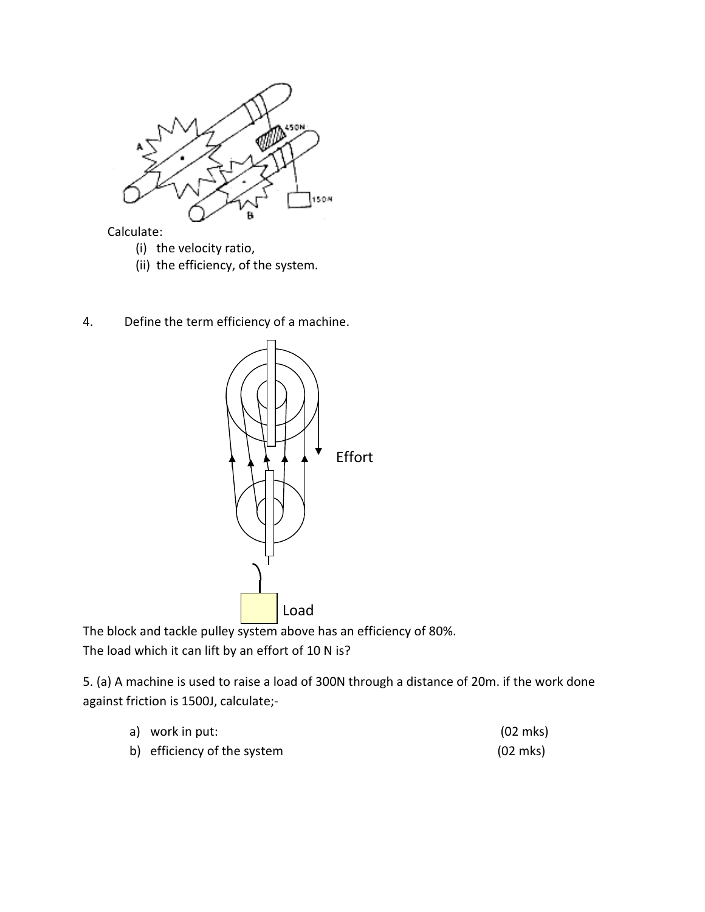Calculate:

(i) the velocity ratio,

(ii) the efficiency, of the system.

4. Define the term efficiency of a machine.

The block and tackle pulley system above has an efficiency of 80%.
The load which it can lift by an effort of 10 N is?

5. (a) A machine is used to raise a load of 300N through a distance of 20m. if the work done against friction is 1500J, calculate;-

a) work in put: (02 mks)

b) efficiency of the system (02 mks)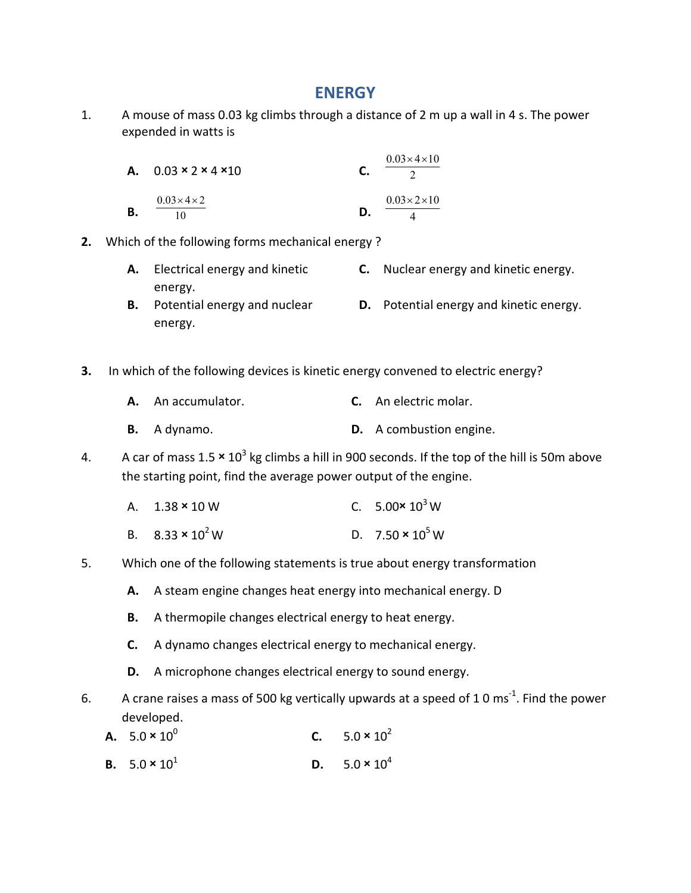# ENERGY

1. A mouse of mass 0.03 kg climbs through a distance of 2 m up a wall in 4 s. The power expended in watts is

   **A.** $0.03 \times 2 \times 4 \times 10$

   **B.** $\frac{0.03 \times 4 \times 2}{10}$

   **C.** $\frac{0.03 \times 4 \times 10}{2}$

   **D.** $\frac{0.03 \times 2 \times 10}{4}$

**2.** Which of the following forms mechanical energy ?

   **A.** Electrical energy and kinetic energy.

   **B.** Potential energy and nuclear energy.

   **C.** Nuclear energy and kinetic energy.

   **D.** Potential energy and kinetic energy.

**3.** In which of the following devices is kinetic energy convened to electric energy?

   **A.** An accumulator.

   **B.** A dynamo.

   **C.** An electric molar.

   **D.** A combustion engine.

4. A car of mass $1.5 \times 10^3$ kg climbs a hill in 900 seconds. If the top of the hill is 50m above the starting point, find the average power output of the engine.

   A. $1.38 \times 10$ W

   B. $8.33 \times 10^2$ W

   C. $5.00 \times 10^3$ W

   D. $7.50 \times 10^5$ W

5. Which one of the following statements is true about energy transformation

   **A.** A steam engine changes heat energy into mechanical energy. D

   **B.** A thermopile changes electrical energy to heat energy.

   **C.** A dynamo changes electrical energy to mechanical energy.

   **D.** A microphone changes electrical energy to sound energy.

6. A crane raises a mass of 500 kg vertically upwards at a speed of 1 0 $ms^{-1}$. Find the power developed.

   **A.** $5.0 \times 10^0$

   **B.** $5.0 \times 10^1$

   **C.** $5.0 \times 10^2$

   **D.** $5.0 \times 10^4$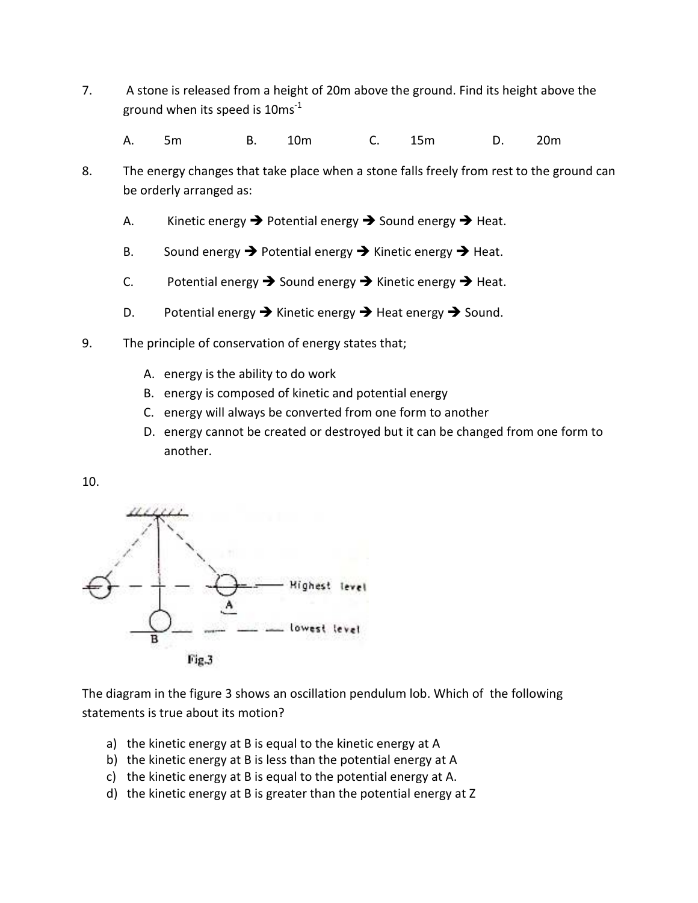7. A stone is released from a height of 20m above the ground. Find its height above the ground when its speed is $10ms^{-1}$

   A. 5m B. 10m C. 15m D. 20m

8. The energy changes that take place when a stone falls freely from rest to the ground can be orderly arranged as:

   A. Kinetic energy ➔ Potential energy ➔ Sound energy ➔ Heat.

   B. Sound energy ➔ Potential energy ➔ Kinetic energy ➔ Heat.

   C. Potential energy ➔ Sound energy ➔ Kinetic energy ➔ Heat.

   D. Potential energy ➔ Kinetic energy ➔ Heat energy ➔ Sound.

9. The principle of conservation of energy states that;

   A. energy is the ability to do work
   B. energy is composed of kinetic and potential energy
   C. energy will always be converted from one form to another
   D. energy cannot be created or destroyed but it can be changed from one form to another.

10.

Fig.3

The diagram in the figure 3 shows an oscillation pendulum lob. Which of the following statements is true about its motion?

a) the kinetic energy at B is equal to the kinetic energy at A
b) the kinetic energy at B is less than the potential energy at A
c) the kinetic energy at B is equal to the potential energy at A.
d) the kinetic energy at B is greater than the potential energy at Z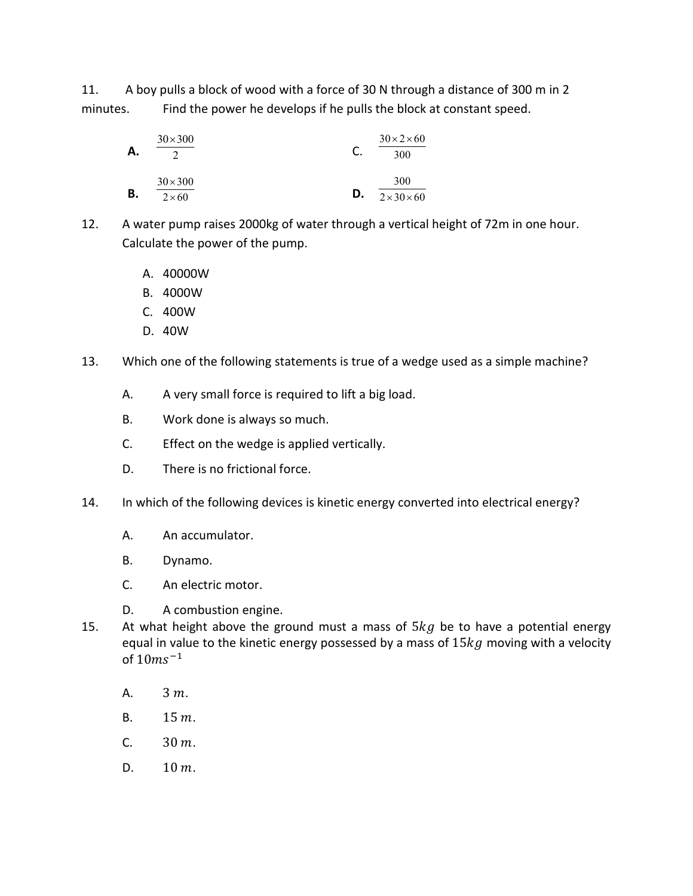11. A boy pulls a block of wood with a force of 30 N through a distance of 300 m in 2 minutes. Find the power he develops if he pulls the block at constant speed.

**A.** $\frac{30 \times 300}{2}$

C. $\frac{30 \times 2 \times 60}{300}$

**B.** $\frac{30 \times 300}{2 \times 60}$

**D.** $\frac{300}{2 \times 30 \times 60}$

12. A water pump raises 2000kg of water through a vertical height of 72m in one hour. Calculate the power of the pump.

A. 40000W
B. 4000W
C. 400W
D. 40W

13. Which one of the following statements is true of a wedge used as a simple machine?

A. A very small force is required to lift a big load.
B. Work done is always so much.
C. Effect on the wedge is applied vertically.
D. There is no frictional force.

14. In which of the following devices is kinetic energy converted into electrical energy?

A. An accumulator.
B. Dynamo.
C. An electric motor.
D. A combustion engine.

15. At what height above the ground must a mass of $5kg$ be to have a potential energy equal in value to the kinetic energy possessed by a mass of $15kg$ moving with a velocity of $10ms^{-1}$

A. $3\ m$.
B. $15\ m$.
C. $30\ m$.
D. $10\ m$.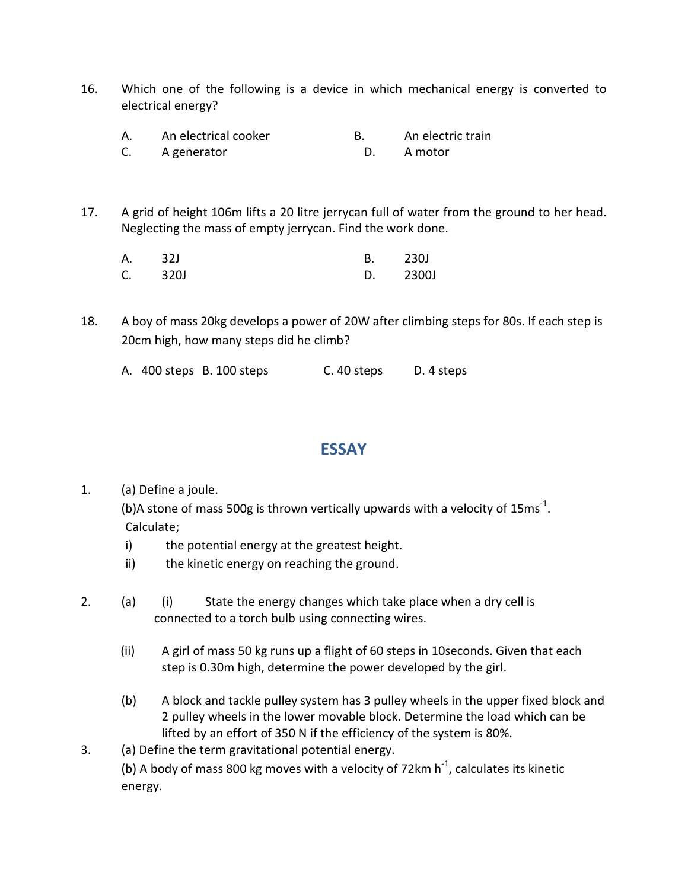16. Which one of the following is a device in which mechanical energy is converted to electrical energy?

    A. An electrical cooker  B. An electric train
    C. A generator  D. A motor

17. A grid of height 106m lifts a 20 litre jerrycan full of water from the ground to her head. Neglecting the mass of empty jerrycan. Find the work done.

    A. 32J  B. 230J
    C. 320J  D. 2300J

18. A boy of mass 20kg develops a power of 20W after climbing steps for 80s. If each step is 20cm high, how many steps did he climb?

    A. 400 steps  B. 100 steps  C. 40 steps  D. 4 steps

## ESSAY

1. (a) Define a joule.

   (b)A stone of mass 500g is thrown vertically upwards with a velocity of $15ms^{-1}$.
   Calculate;

   i) the potential energy at the greatest height.
   ii) the kinetic energy on reaching the ground.

2. (a) (i) State the energy changes which take place when a dry cell is connected to a torch bulb using connecting wires.

   (ii) A girl of mass 50 kg runs up a flight of 60 steps in 10seconds. Given that each step is 0.30m high, determine the power developed by the girl.

   (b) A block and tackle pulley system has 3 pulley wheels in the upper fixed block and 2 pulley wheels in the lower movable block. Determine the load which can be lifted by an effort of 350 N if the efficiency of the system is 80%.

3. (a) Define the term gravitational potential energy.

   (b) A body of mass 800 kg moves with a velocity of $72km\ h^{-1}$, calculates its kinetic energy.